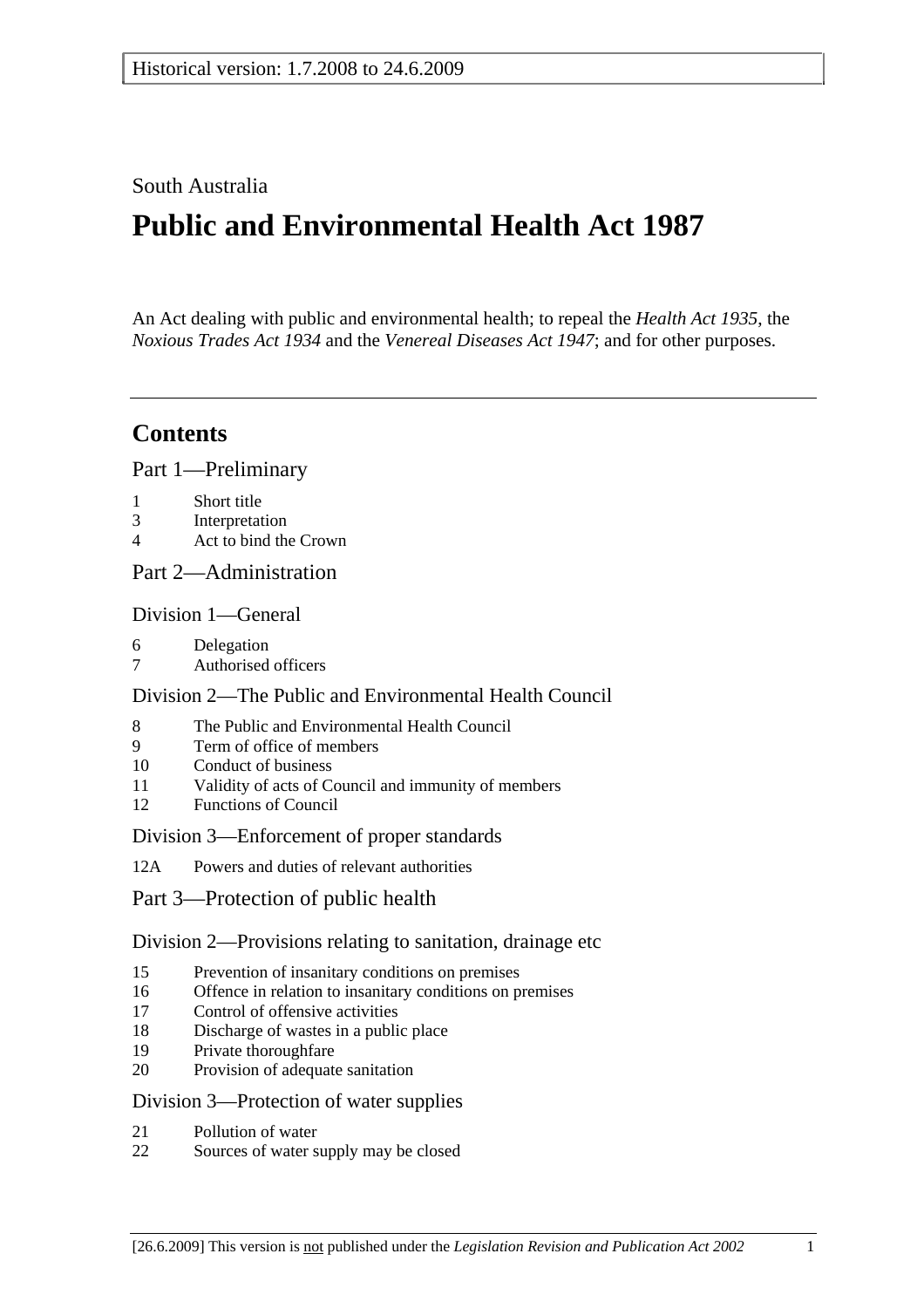Historical version: 1.7.2008 to 24.6.2009

South Australia

# Public and Environmental Health Act 1987

An Act dealing with public and environmental health; to repeal the *Health Act 1935*, the *Noxious Trades Act 1934* and the *Venereal Diseases Act 1947*; and for other purposes.

---

## Contents

### Part 1—Preliminary

1 Short title
3 Interpretation
4 Act to bind the Crown

### Part 2—Administration

#### Division 1—General

6 Delegation
7 Authorised officers

#### Division 2—The Public and Environmental Health Council

8 The Public and Environmental Health Council
9 Term of office of members
10 Conduct of business
11 Validity of acts of Council and immunity of members
12 Functions of Council

#### Division 3—Enforcement of proper standards

12A Powers and duties of relevant authorities

### Part 3—Protection of public health

#### Division 2—Provisions relating to sanitation, drainage etc

15 Prevention of insanitary conditions on premises
16 Offence in relation to insanitary conditions on premises
17 Control of offensive activities
18 Discharge of wastes in a public place
19 Private thoroughfare
20 Provision of adequate sanitation

#### Division 3—Protection of water supplies

21 Pollution of water
22 Sources of water supply may be closed

[26.6.2009] This version is not published under the *Legislation Revision and Publication Act 2002*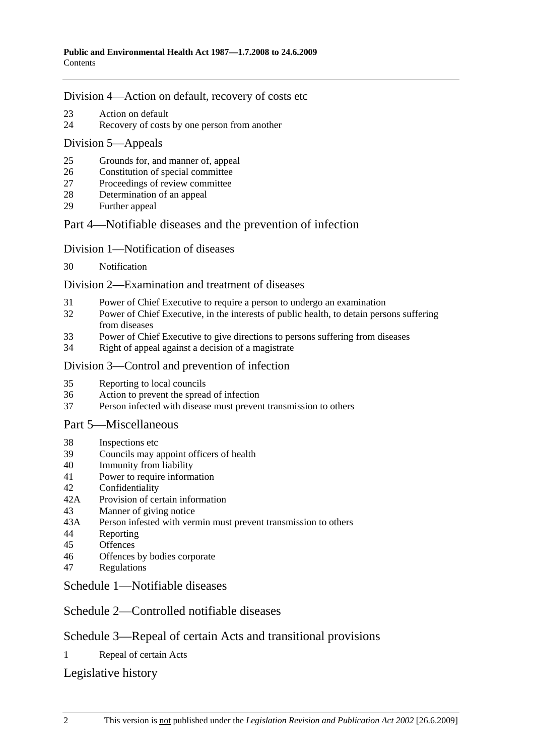## Division 4—Action on default, recovery of costs etc

23 Action on default
24 Recovery of costs by one person from another

## Division 5—Appeals

25 Grounds for, and manner of, appeal
26 Constitution of special committee
27 Proceedings of review committee
28 Determination of an appeal
29 Further appeal

# Part 4—Notifiable diseases and the prevention of infection

## Division 1—Notification of diseases

30 Notification

## Division 2—Examination and treatment of diseases

31 Power of Chief Executive to require a person to undergo an examination
32 Power of Chief Executive, in the interests of public health, to detain persons suffering from diseases
33 Power of Chief Executive to give directions to persons suffering from diseases
34 Right of appeal against a decision of a magistrate

## Division 3—Control and prevention of infection

35 Reporting to local councils
36 Action to prevent the spread of infection
37 Person infected with disease must prevent transmission to others

# Part 5—Miscellaneous

38 Inspections etc
39 Councils may appoint officers of health
40 Immunity from liability
41 Power to require information
42 Confidentiality
42A Provision of certain information
43 Manner of giving notice
43A Person infested with vermin must prevent transmission to others
44 Reporting
45 Offences
46 Offences by bodies corporate
47 Regulations

# Schedule 1—Notifiable diseases

# Schedule 2—Controlled notifiable diseases

# Schedule 3—Repeal of certain Acts and transitional provisions

1 Repeal of certain Acts

# Legislative history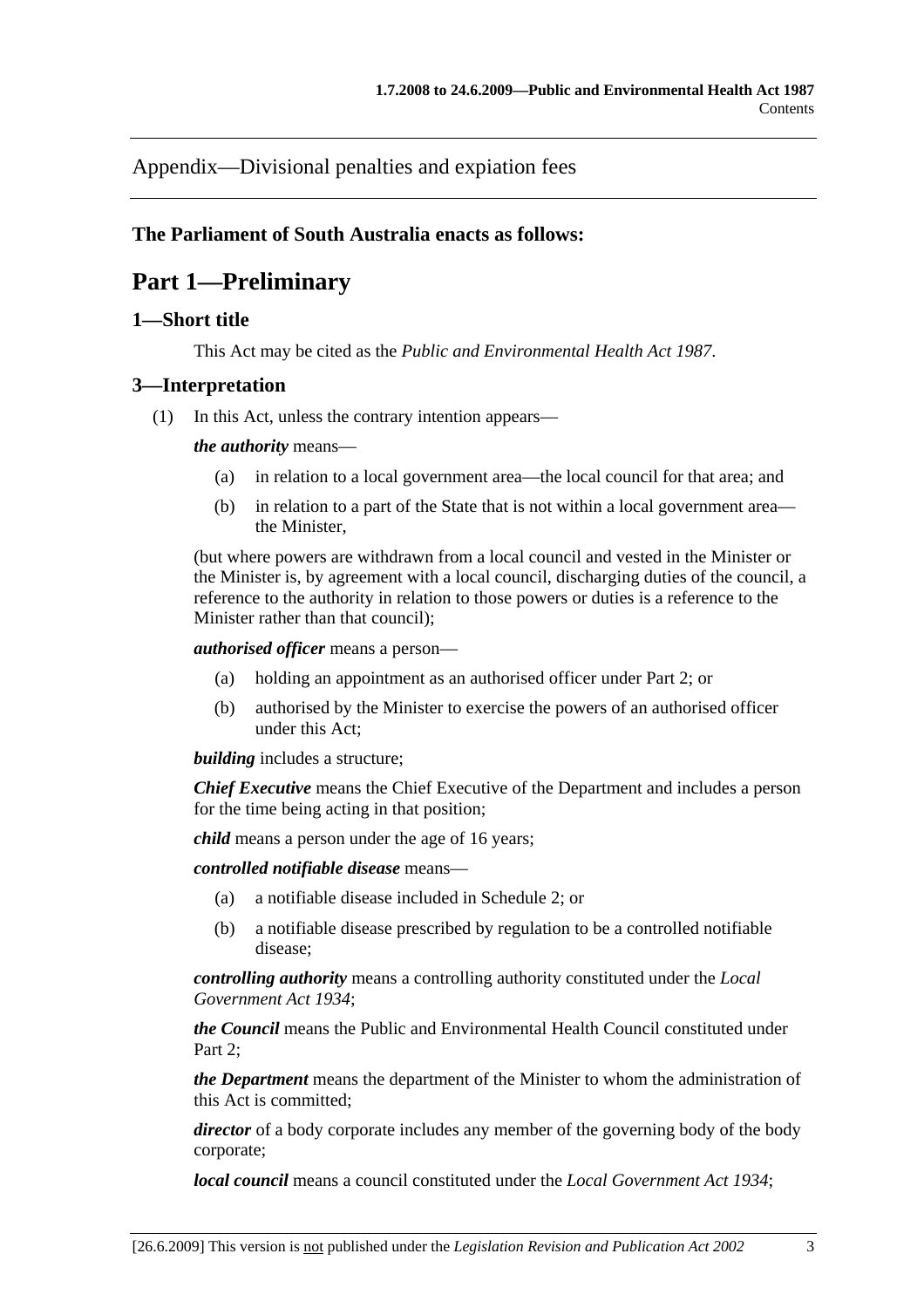Appendix—Divisional penalties and expiation fees

**The Parliament of South Australia enacts as follows:**

# Part 1—Preliminary

## 1—Short title

This Act may be cited as the *Public and Environmental Health Act 1987*.

## 3—Interpretation

(1) In this Act, unless the contrary intention appears—

***the authority*** means—

- (a) in relation to a local government area—the local council for that area; and
- (b) in relation to a part of the State that is not within a local government area—the Minister,

(but where powers are withdrawn from a local council and vested in the Minister or the Minister is, by agreement with a local council, discharging duties of the council, a reference to the authority in relation to those powers or duties is a reference to the Minister rather than that council);

***authorised officer*** means a person—

- (a) holding an appointment as an authorised officer under Part 2; or
- (b) authorised by the Minister to exercise the powers of an authorised officer under this Act;

***building*** includes a structure;

***Chief Executive*** means the Chief Executive of the Department and includes a person for the time being acting in that position;

***child*** means a person under the age of 16 years;

***controlled notifiable disease*** means—

- (a) a notifiable disease included in Schedule 2; or
- (b) a notifiable disease prescribed by regulation to be a controlled notifiable disease;

***controlling authority*** means a controlling authority constituted under the *Local Government Act 1934*;

***the Council*** means the Public and Environmental Health Council constituted under Part 2;

***the Department*** means the department of the Minister to whom the administration of this Act is committed;

***director*** of a body corporate includes any member of the governing body of the body corporate;

***local council*** means a council constituted under the *Local Government Act 1934*;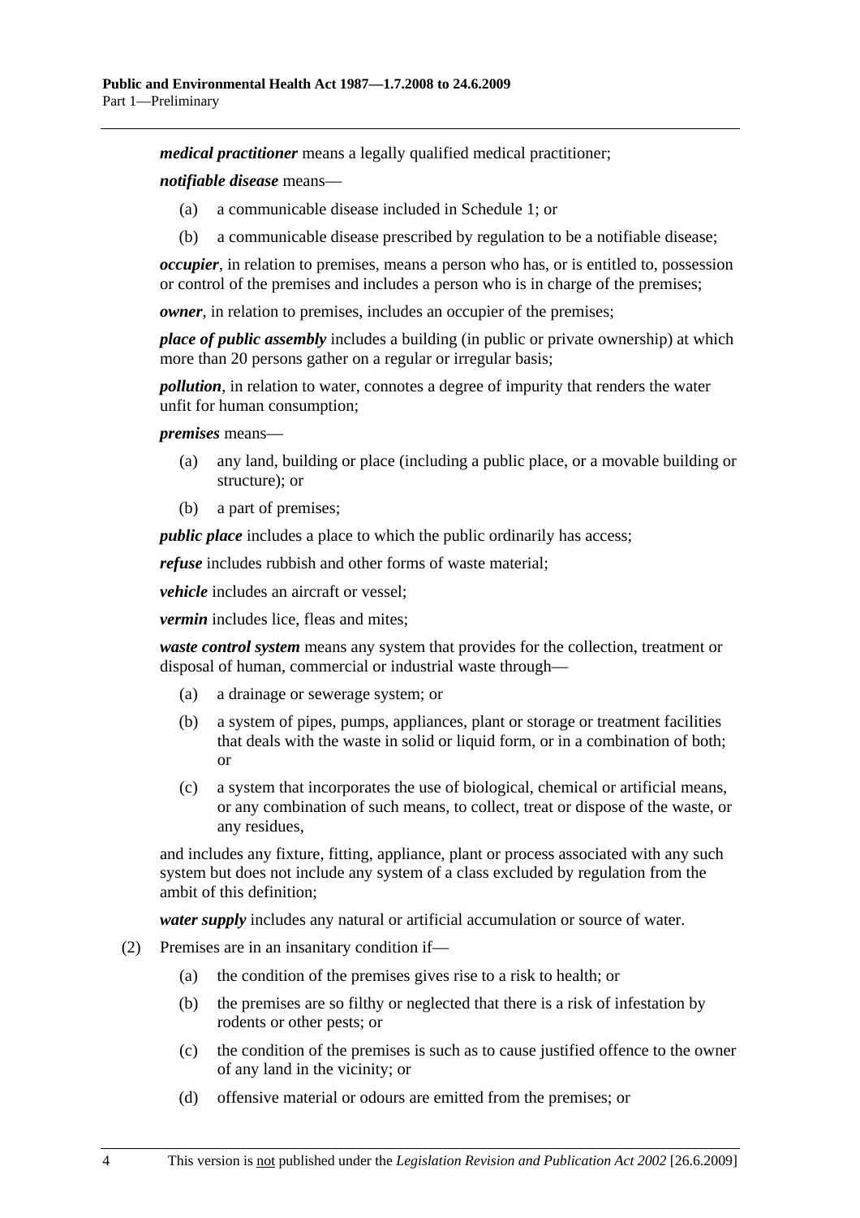***medical practitioner*** means a legally qualified medical practitioner;

***notifiable disease*** means—

- (a) a communicable disease included in Schedule 1; or
- (b) a communicable disease prescribed by regulation to be a notifiable disease;

***occupier***, in relation to premises, means a person who has, or is entitled to, possession or control of the premises and includes a person who is in charge of the premises;

***owner***, in relation to premises, includes an occupier of the premises;

***place of public assembly*** includes a building (in public or private ownership) at which more than 20 persons gather on a regular or irregular basis;

***pollution***, in relation to water, connotes a degree of impurity that renders the water unfit for human consumption;

***premises*** means—

- (a) any land, building or place (including a public place, or a movable building or structure); or
- (b) a part of premises;

***public place*** includes a place to which the public ordinarily has access;

***refuse*** includes rubbish and other forms of waste material;

***vehicle*** includes an aircraft or vessel;

***vermin*** includes lice, fleas and mites;

***waste control system*** means any system that provides for the collection, treatment or disposal of human, commercial or industrial waste through—

- (a) a drainage or sewerage system; or
- (b) a system of pipes, pumps, appliances, plant or storage or treatment facilities that deals with the waste in solid or liquid form, or in a combination of both; or
- (c) a system that incorporates the use of biological, chemical or artificial means, or any combination of such means, to collect, treat or dispose of the waste, or any residues,

and includes any fixture, fitting, appliance, plant or process associated with any such system but does not include any system of a class excluded by regulation from the ambit of this definition;

***water supply*** includes any natural or artificial accumulation or source of water.

(2) Premises are in an insanitary condition if—

- (a) the condition of the premises gives rise to a risk to health; or
- (b) the premises are so filthy or neglected that there is a risk of infestation by rodents or other pests; or
- (c) the condition of the premises is such as to cause justified offence to the owner of any land in the vicinity; or
- (d) offensive material or odours are emitted from the premises; or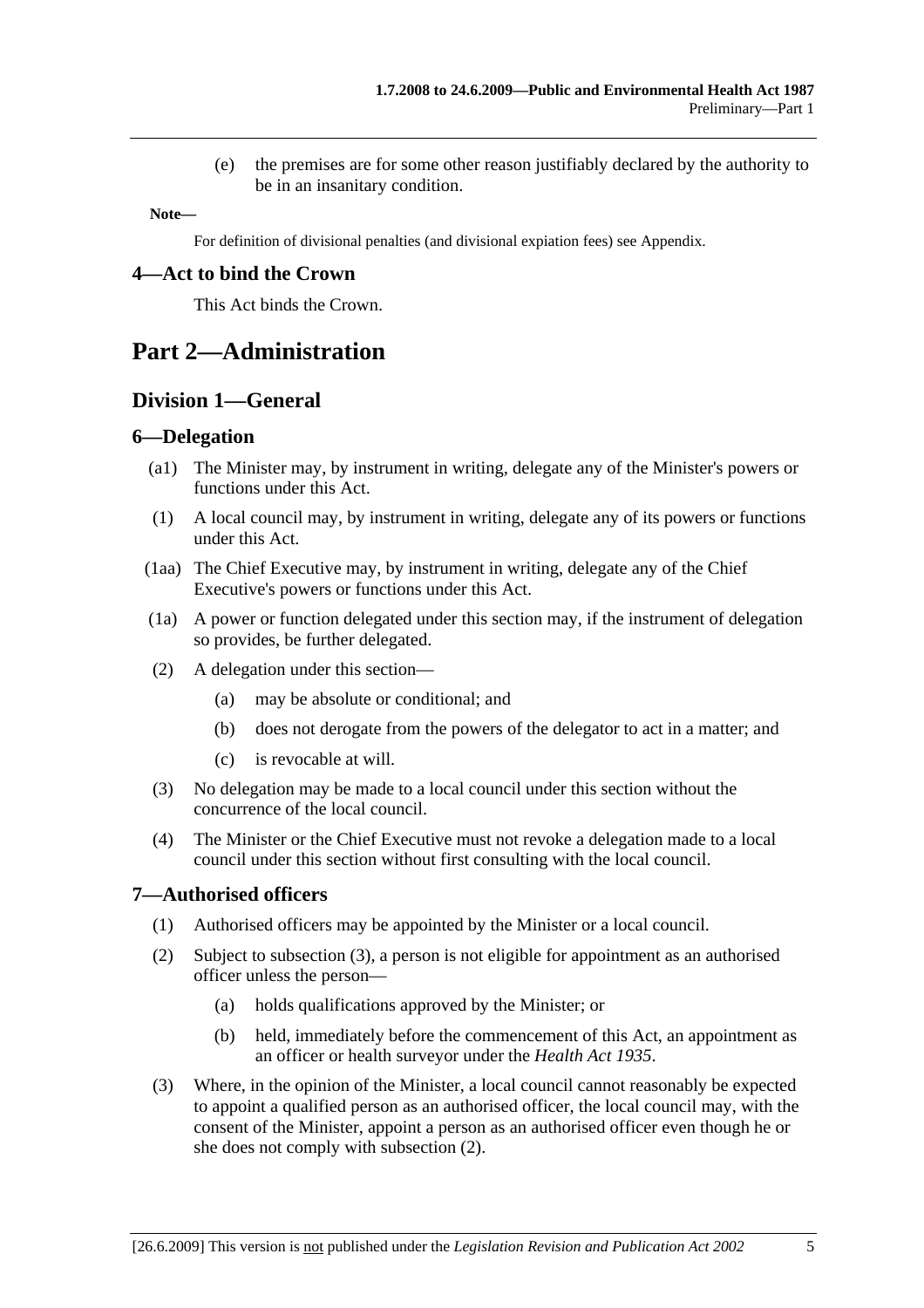(e) the premises are for some other reason justifiably declared by the authority to be in an insanitary condition.

**Note—**

For definition of divisional penalties (and divisional expiation fees) see Appendix.

### 4—Act to bind the Crown

This Act binds the Crown.

# Part 2—Administration

## Division 1—General

### 6—Delegation

(a1) The Minister may, by instrument in writing, delegate any of the Minister's powers or functions under this Act.

(1) A local council may, by instrument in writing, delegate any of its powers or functions under this Act.

(1aa) The Chief Executive may, by instrument in writing, delegate any of the Chief Executive's powers or functions under this Act.

(1a) A power or function delegated under this section may, if the instrument of delegation so provides, be further delegated.

(2) A delegation under this section—

(a) may be absolute or conditional; and

(b) does not derogate from the powers of the delegator to act in a matter; and

(c) is revocable at will.

(3) No delegation may be made to a local council under this section without the concurrence of the local council.

(4) The Minister or the Chief Executive must not revoke a delegation made to a local council under this section without first consulting with the local council.

### 7—Authorised officers

(1) Authorised officers may be appointed by the Minister or a local council.

(2) Subject to subsection (3), a person is not eligible for appointment as an authorised officer unless the person—

(a) holds qualifications approved by the Minister; or

(b) held, immediately before the commencement of this Act, an appointment as an officer or health surveyor under the *Health Act 1935*.

(3) Where, in the opinion of the Minister, a local council cannot reasonably be expected to appoint a qualified person as an authorised officer, the local council may, with the consent of the Minister, appoint a person as an authorised officer even though he or she does not comply with subsection (2).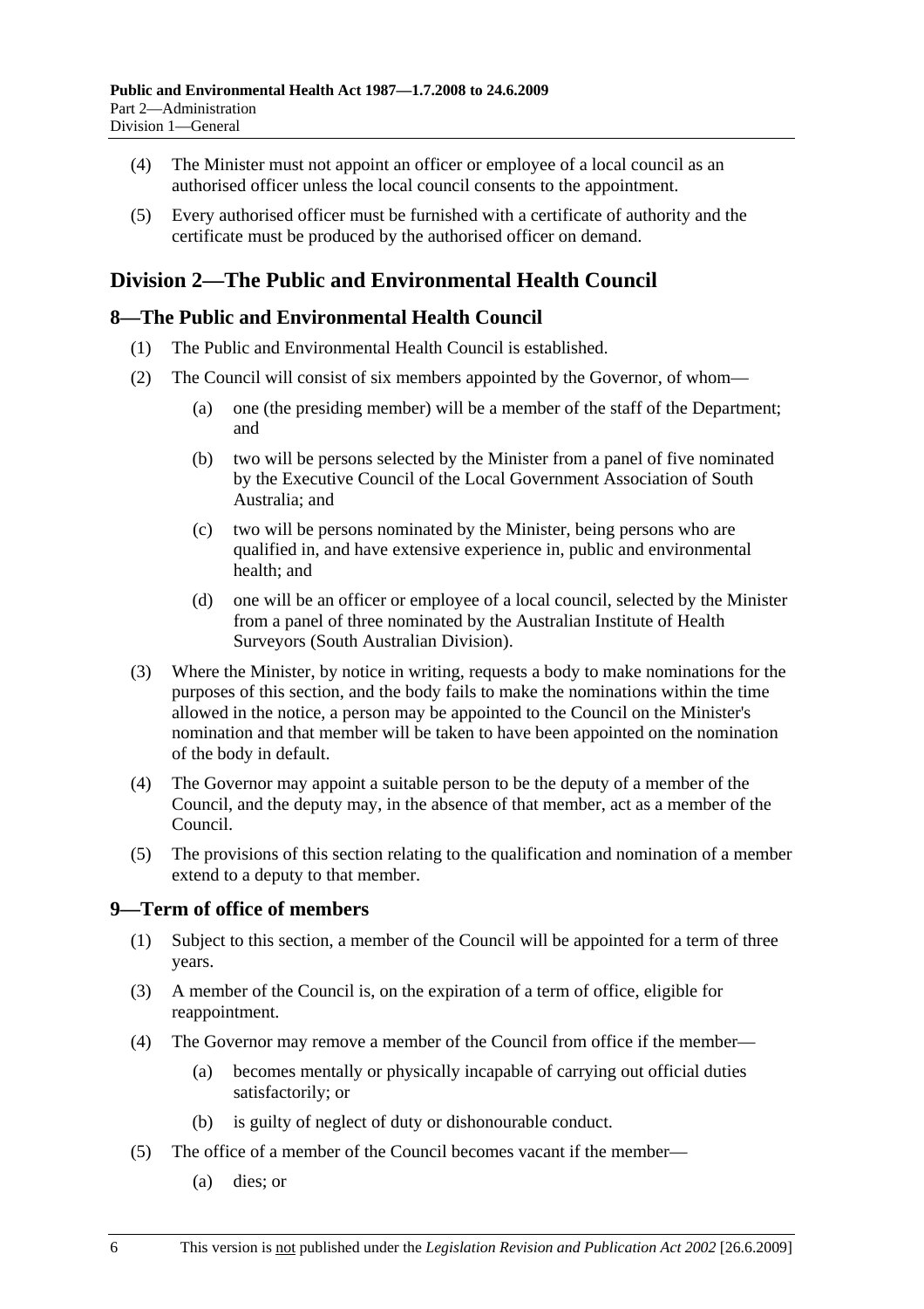(4) The Minister must not appoint an officer or employee of a local council as an authorised officer unless the local council consents to the appointment.

(5) Every authorised officer must be furnished with a certificate of authority and the certificate must be produced by the authorised officer on demand.

## Division 2—The Public and Environmental Health Council

### 8—The Public and Environmental Health Council

(1) The Public and Environmental Health Council is established.

(2) The Council will consist of six members appointed by the Governor, of whom—

- (a) one (the presiding member) will be a member of the staff of the Department; and
- (b) two will be persons selected by the Minister from a panel of five nominated by the Executive Council of the Local Government Association of South Australia; and
- (c) two will be persons nominated by the Minister, being persons who are qualified in, and have extensive experience in, public and environmental health; and
- (d) one will be an officer or employee of a local council, selected by the Minister from a panel of three nominated by the Australian Institute of Health Surveyors (South Australian Division).

(3) Where the Minister, by notice in writing, requests a body to make nominations for the purposes of this section, and the body fails to make the nominations within the time allowed in the notice, a person may be appointed to the Council on the Minister's nomination and that member will be taken to have been appointed on the nomination of the body in default.

(4) The Governor may appoint a suitable person to be the deputy of a member of the Council, and the deputy may, in the absence of that member, act as a member of the Council.

(5) The provisions of this section relating to the qualification and nomination of a member extend to a deputy to that member.

### 9—Term of office of members

(1) Subject to this section, a member of the Council will be appointed for a term of three years.

(3) A member of the Council is, on the expiration of a term of office, eligible for reappointment.

(4) The Governor may remove a member of the Council from office if the member—

- (a) becomes mentally or physically incapable of carrying out official duties satisfactorily; or
- (b) is guilty of neglect of duty or dishonourable conduct.

(5) The office of a member of the Council becomes vacant if the member—

- (a) dies; or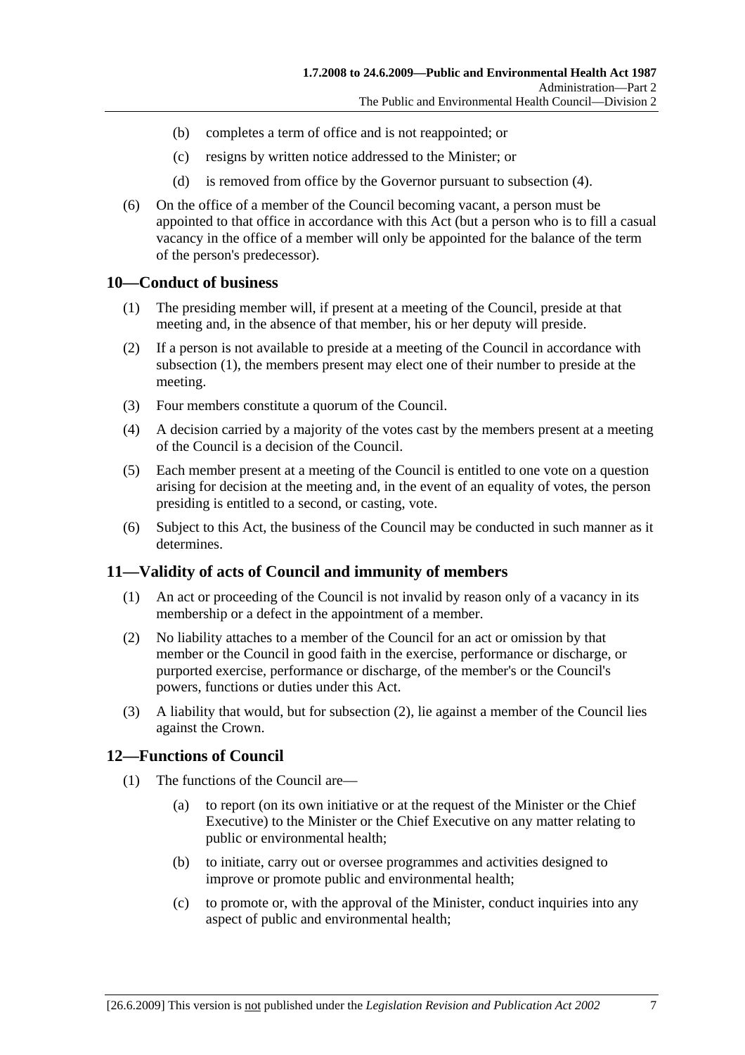(b) completes a term of office and is not reappointed; or

(c) resigns by written notice addressed to the Minister; or

(d) is removed from office by the Governor pursuant to subsection (4).

(6) On the office of a member of the Council becoming vacant, a person must be appointed to that office in accordance with this Act (but a person who is to fill a casual vacancy in the office of a member will only be appointed for the balance of the term of the person's predecessor).

## 10—Conduct of business

(1) The presiding member will, if present at a meeting of the Council, preside at that meeting and, in the absence of that member, his or her deputy will preside.

(2) If a person is not available to preside at a meeting of the Council in accordance with subsection (1), the members present may elect one of their number to preside at the meeting.

(3) Four members constitute a quorum of the Council.

(4) A decision carried by a majority of the votes cast by the members present at a meeting of the Council is a decision of the Council.

(5) Each member present at a meeting of the Council is entitled to one vote on a question arising for decision at the meeting and, in the event of an equality of votes, the person presiding is entitled to a second, or casting, vote.

(6) Subject to this Act, the business of the Council may be conducted in such manner as it determines.

## 11—Validity of acts of Council and immunity of members

(1) An act or proceeding of the Council is not invalid by reason only of a vacancy in its membership or a defect in the appointment of a member.

(2) No liability attaches to a member of the Council for an act or omission by that member or the Council in good faith in the exercise, performance or discharge, or purported exercise, performance or discharge, of the member's or the Council's powers, functions or duties under this Act.

(3) A liability that would, but for subsection (2), lie against a member of the Council lies against the Crown.

## 12—Functions of Council

(1) The functions of the Council are—

(a) to report (on its own initiative or at the request of the Minister or the Chief Executive) to the Minister or the Chief Executive on any matter relating to public or environmental health;

(b) to initiate, carry out or oversee programmes and activities designed to improve or promote public and environmental health;

(c) to promote or, with the approval of the Minister, conduct inquiries into any aspect of public and environmental health;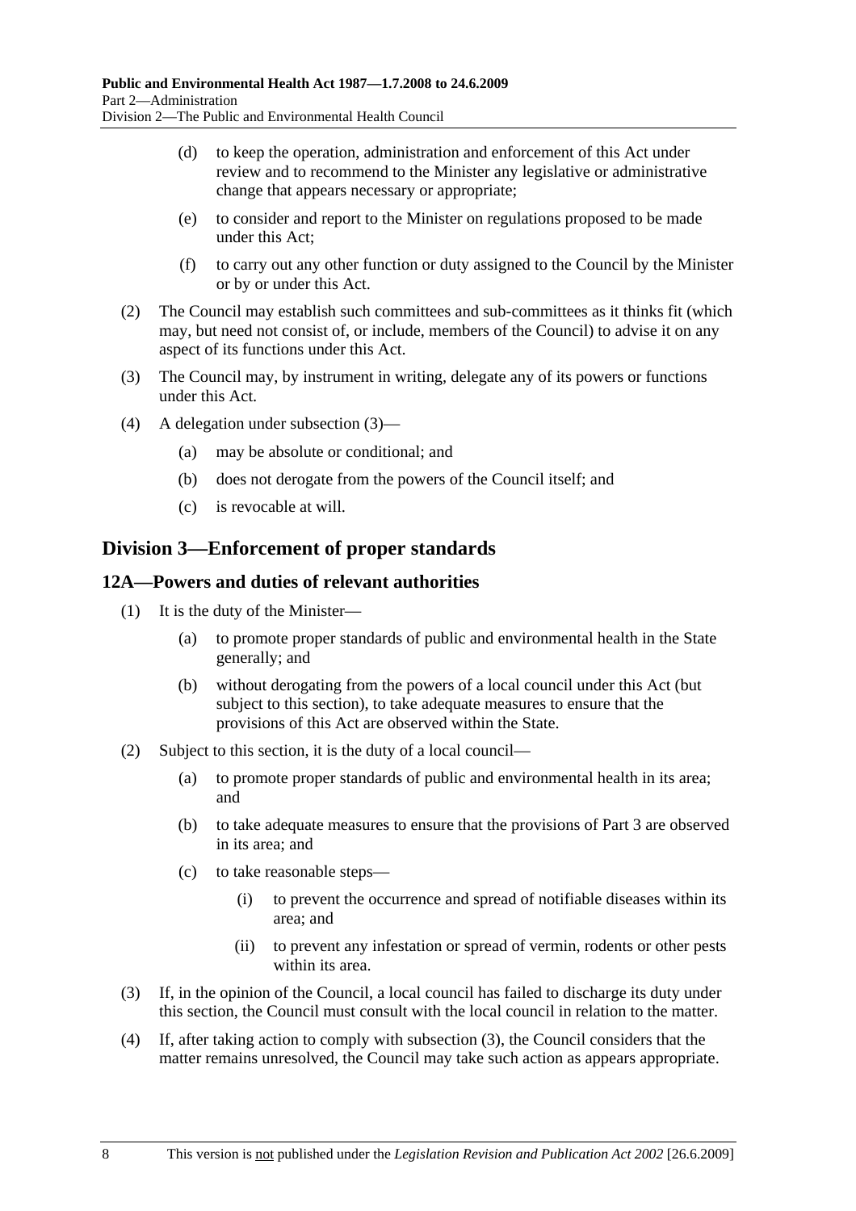(d) to keep the operation, administration and enforcement of this Act under review and to recommend to the Minister any legislative or administrative change that appears necessary or appropriate;

(e) to consider and report to the Minister on regulations proposed to be made under this Act;

(f) to carry out any other function or duty assigned to the Council by the Minister or by or under this Act.

(2) The Council may establish such committees and sub-committees as it thinks fit (which may, but need not consist of, or include, members of the Council) to advise it on any aspect of its functions under this Act.

(3) The Council may, by instrument in writing, delegate any of its powers or functions under this Act.

(4) A delegation under subsection (3)—

(a) may be absolute or conditional; and

(b) does not derogate from the powers of the Council itself; and

(c) is revocable at will.

## Division 3—Enforcement of proper standards

### 12A—Powers and duties of relevant authorities

(1) It is the duty of the Minister—

(a) to promote proper standards of public and environmental health in the State generally; and

(b) without derogating from the powers of a local council under this Act (but subject to this section), to take adequate measures to ensure that the provisions of this Act are observed within the State.

(2) Subject to this section, it is the duty of a local council—

(a) to promote proper standards of public and environmental health in its area; and

(b) to take adequate measures to ensure that the provisions of Part 3 are observed in its area; and

(c) to take reasonable steps—

(i) to prevent the occurrence and spread of notifiable diseases within its area; and

(ii) to prevent any infestation or spread of vermin, rodents or other pests within its area.

(3) If, in the opinion of the Council, a local council has failed to discharge its duty under this section, the Council must consult with the local council in relation to the matter.

(4) If, after taking action to comply with subsection (3), the Council considers that the matter remains unresolved, the Council may take such action as appears appropriate.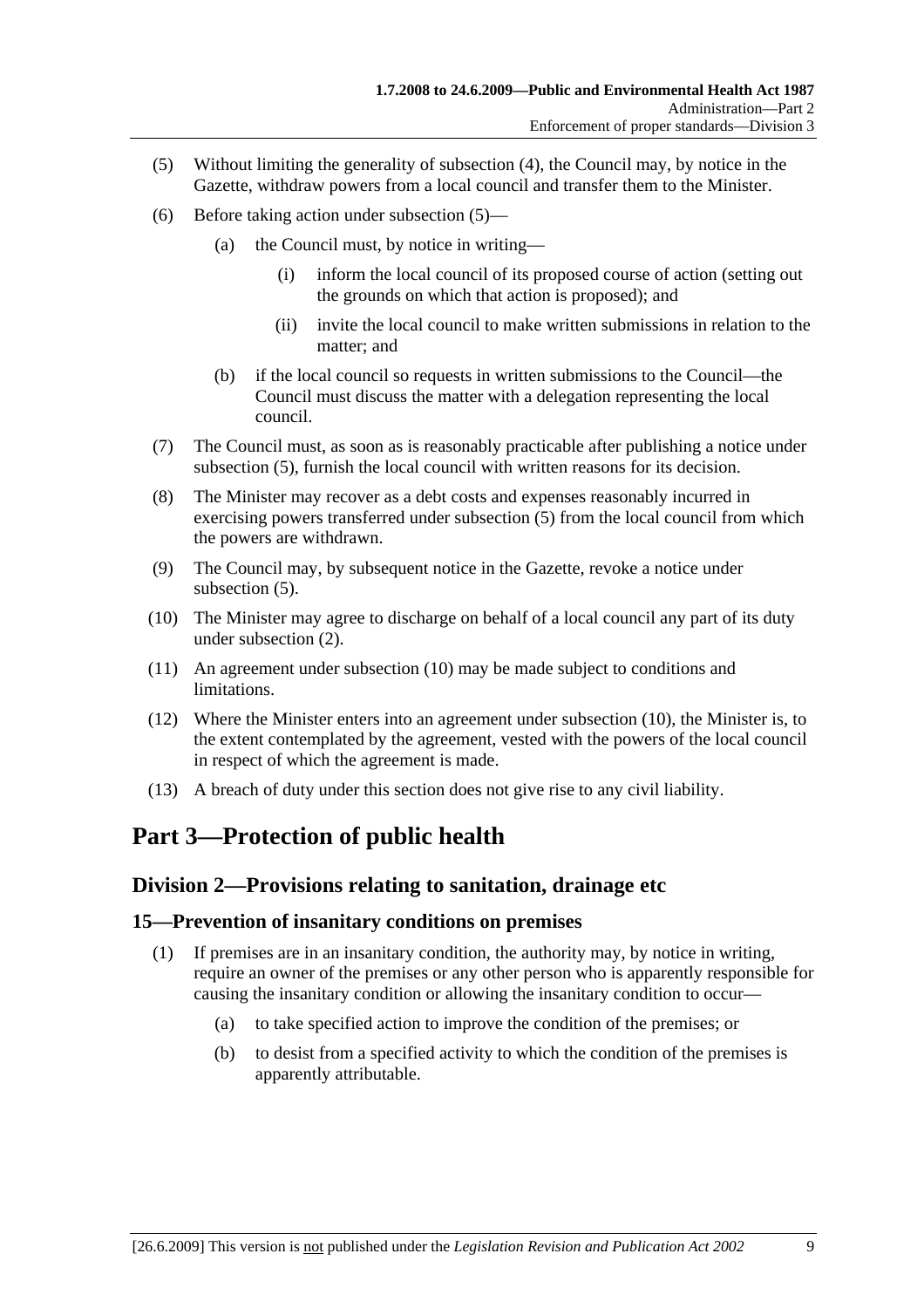(5) Without limiting the generality of subsection (4), the Council may, by notice in the Gazette, withdraw powers from a local council and transfer them to the Minister.

(6) Before taking action under subsection (5)—

  (a) the Council must, by notice in writing—

    (i) inform the local council of its proposed course of action (setting out the grounds on which that action is proposed); and

    (ii) invite the local council to make written submissions in relation to the matter; and

  (b) if the local council so requests in written submissions to the Council—the Council must discuss the matter with a delegation representing the local council.

(7) The Council must, as soon as is reasonably practicable after publishing a notice under subsection (5), furnish the local council with written reasons for its decision.

(8) The Minister may recover as a debt costs and expenses reasonably incurred in exercising powers transferred under subsection (5) from the local council from which the powers are withdrawn.

(9) The Council may, by subsequent notice in the Gazette, revoke a notice under subsection (5).

(10) The Minister may agree to discharge on behalf of a local council any part of its duty under subsection (2).

(11) An agreement under subsection (10) may be made subject to conditions and limitations.

(12) Where the Minister enters into an agreement under subsection (10), the Minister is, to the extent contemplated by the agreement, vested with the powers of the local council in respect of which the agreement is made.

(13) A breach of duty under this section does not give rise to any civil liability.

# Part 3—Protection of public health

## Division 2—Provisions relating to sanitation, drainage etc

### 15—Prevention of insanitary conditions on premises

(1) If premises are in an insanitary condition, the authority may, by notice in writing, require an owner of the premises or any other person who is apparently responsible for causing the insanitary condition or allowing the insanitary condition to occur—

  (a) to take specified action to improve the condition of the premises; or

  (b) to desist from a specified activity to which the condition of the premises is apparently attributable.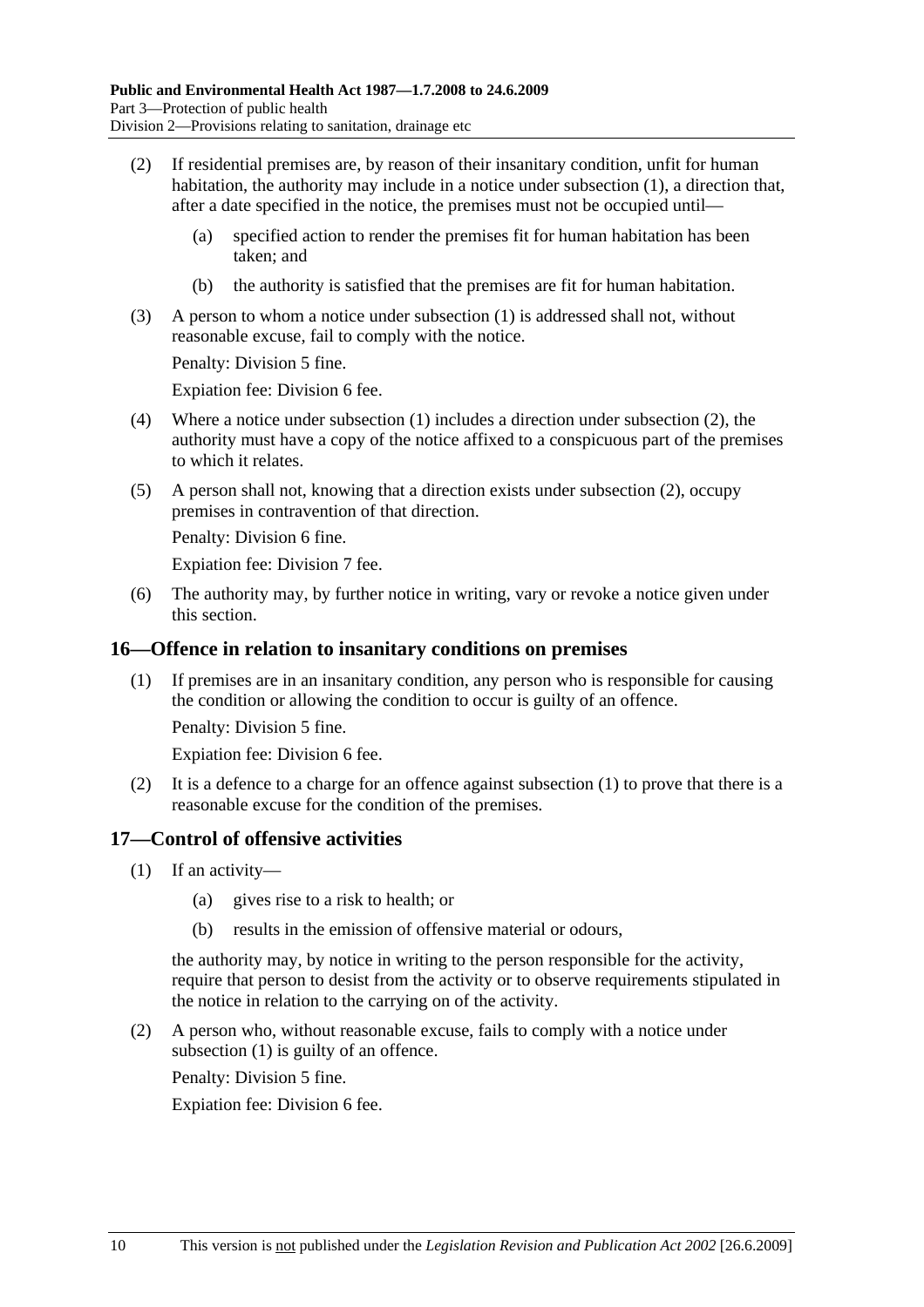(2) If residential premises are, by reason of their insanitary condition, unfit for human habitation, the authority may include in a notice under subsection (1), a direction that, after a date specified in the notice, the premises must not be occupied until—

(a) specified action to render the premises fit for human habitation has been taken; and

(b) the authority is satisfied that the premises are fit for human habitation.

(3) A person to whom a notice under subsection (1) is addressed shall not, without reasonable excuse, fail to comply with the notice.

Penalty: Division 5 fine.

Expiation fee: Division 6 fee.

(4) Where a notice under subsection (1) includes a direction under subsection (2), the authority must have a copy of the notice affixed to a conspicuous part of the premises to which it relates.

(5) A person shall not, knowing that a direction exists under subsection (2), occupy premises in contravention of that direction.

Penalty: Division 6 fine.

Expiation fee: Division 7 fee.

(6) The authority may, by further notice in writing, vary or revoke a notice given under this section.

## 16—Offence in relation to insanitary conditions on premises

(1) If premises are in an insanitary condition, any person who is responsible for causing the condition or allowing the condition to occur is guilty of an offence.

Penalty: Division 5 fine.

Expiation fee: Division 6 fee.

(2) It is a defence to a charge for an offence against subsection (1) to prove that there is a reasonable excuse for the condition of the premises.

## 17—Control of offensive activities

(1) If an activity—

(a) gives rise to a risk to health; or

(b) results in the emission of offensive material or odours,

the authority may, by notice in writing to the person responsible for the activity, require that person to desist from the activity or to observe requirements stipulated in the notice in relation to the carrying on of the activity.

(2) A person who, without reasonable excuse, fails to comply with a notice under subsection (1) is guilty of an offence.

Penalty: Division 5 fine.

Expiation fee: Division 6 fee.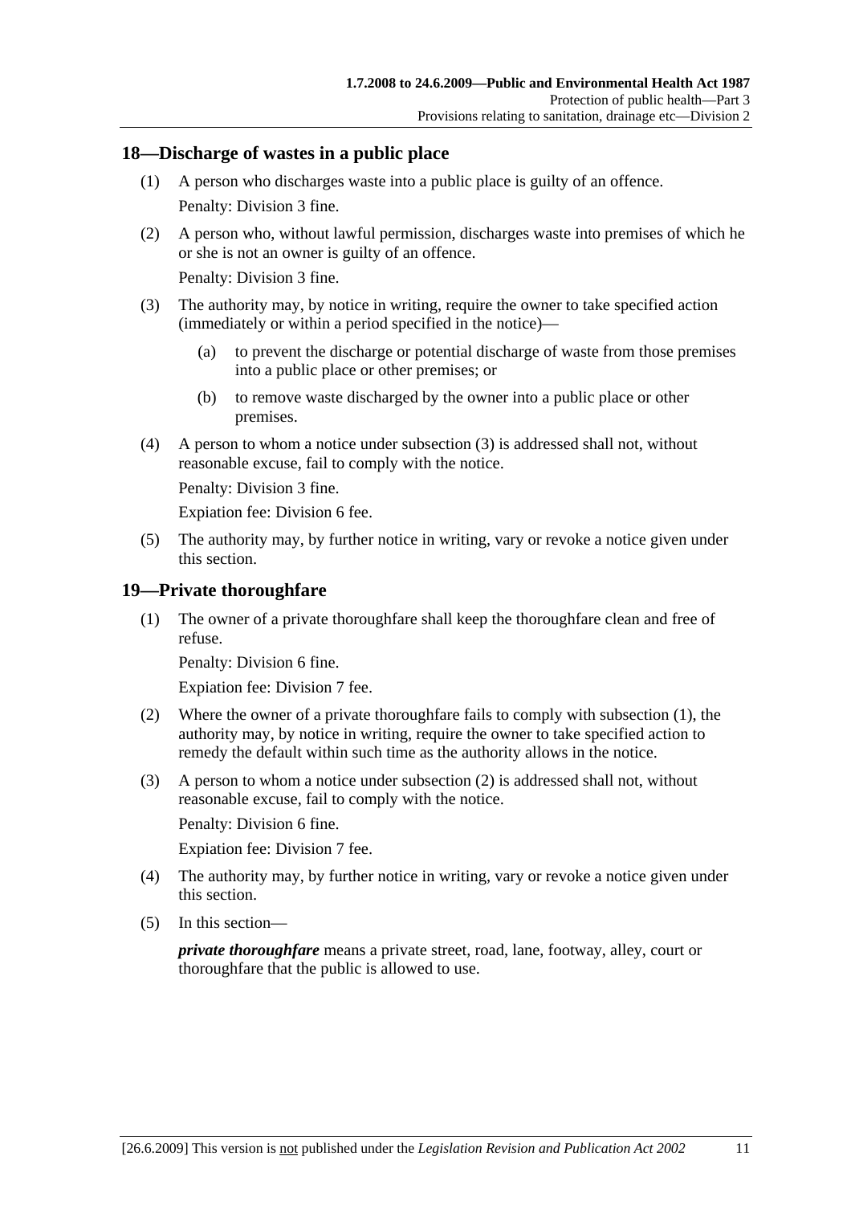## 18—Discharge of wastes in a public place

(1) A person who discharges waste into a public place is guilty of an offence.

Penalty: Division 3 fine.

(2) A person who, without lawful permission, discharges waste into premises of which he or she is not an owner is guilty of an offence.

Penalty: Division 3 fine.

(3) The authority may, by notice in writing, require the owner to take specified action (immediately or within a period specified in the notice)—

(a) to prevent the discharge or potential discharge of waste from those premises into a public place or other premises; or

(b) to remove waste discharged by the owner into a public place or other premises.

(4) A person to whom a notice under subsection (3) is addressed shall not, without reasonable excuse, fail to comply with the notice.

Penalty: Division 3 fine.

Expiation fee: Division 6 fee.

(5) The authority may, by further notice in writing, vary or revoke a notice given under this section.

## 19—Private thoroughfare

(1) The owner of a private thoroughfare shall keep the thoroughfare clean and free of refuse.

Penalty: Division 6 fine.

Expiation fee: Division 7 fee.

(2) Where the owner of a private thoroughfare fails to comply with subsection (1), the authority may, by notice in writing, require the owner to take specified action to remedy the default within such time as the authority allows in the notice.

(3) A person to whom a notice under subsection (2) is addressed shall not, without reasonable excuse, fail to comply with the notice.

Penalty: Division 6 fine.

Expiation fee: Division 7 fee.

(4) The authority may, by further notice in writing, vary or revoke a notice given under this section.

(5) In this section—

***private thoroughfare*** means a private street, road, lane, footway, alley, court or thoroughfare that the public is allowed to use.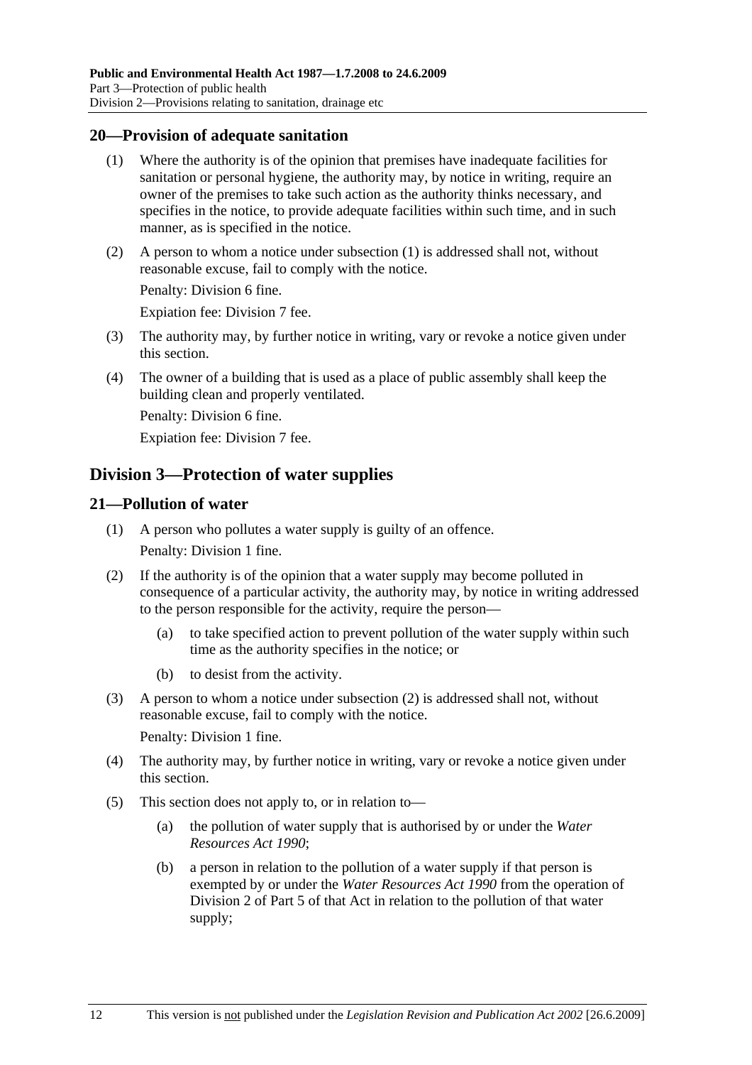## 20—Provision of adequate sanitation

(1) Where the authority is of the opinion that premises have inadequate facilities for sanitation or personal hygiene, the authority may, by notice in writing, require an owner of the premises to take such action as the authority thinks necessary, and specifies in the notice, to provide adequate facilities within such time, and in such manner, as is specified in the notice.

(2) A person to whom a notice under subsection (1) is addressed shall not, without reasonable excuse, fail to comply with the notice.

Penalty: Division 6 fine.

Expiation fee: Division 7 fee.

(3) The authority may, by further notice in writing, vary or revoke a notice given under this section.

(4) The owner of a building that is used as a place of public assembly shall keep the building clean and properly ventilated.

Penalty: Division 6 fine.

Expiation fee: Division 7 fee.

# Division 3—Protection of water supplies

## 21—Pollution of water

(1) A person who pollutes a water supply is guilty of an offence.

Penalty: Division 1 fine.

(2) If the authority is of the opinion that a water supply may become polluted in consequence of a particular activity, the authority may, by notice in writing addressed to the person responsible for the activity, require the person—

(a) to take specified action to prevent pollution of the water supply within such time as the authority specifies in the notice; or

(b) to desist from the activity.

(3) A person to whom a notice under subsection (2) is addressed shall not, without reasonable excuse, fail to comply with the notice.

Penalty: Division 1 fine.

(4) The authority may, by further notice in writing, vary or revoke a notice given under this section.

(5) This section does not apply to, or in relation to—

(a) the pollution of water supply that is authorised by or under the *Water Resources Act 1990*;

(b) a person in relation to the pollution of a water supply if that person is exempted by or under the *Water Resources Act 1990* from the operation of Division 2 of Part 5 of that Act in relation to the pollution of that water supply;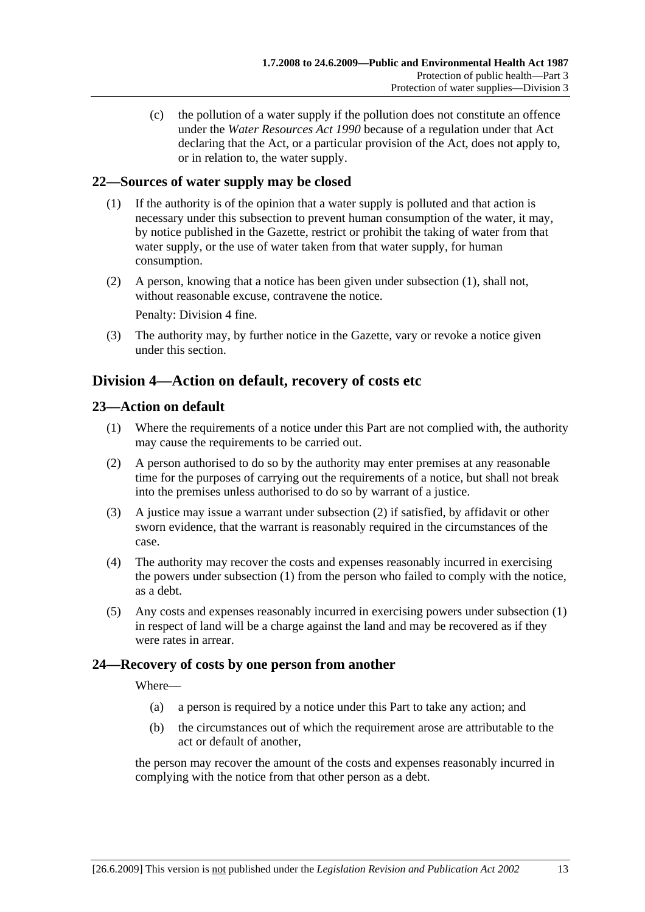(c) the pollution of a water supply if the pollution does not constitute an offence under the *Water Resources Act 1990* because of a regulation under that Act declaring that the Act, or a particular provision of the Act, does not apply to, or in relation to, the water supply.

### 22—Sources of water supply may be closed

(1) If the authority is of the opinion that a water supply is polluted and that action is necessary under this subsection to prevent human consumption of the water, it may, by notice published in the Gazette, restrict or prohibit the taking of water from that water supply, or the use of water taken from that water supply, for human consumption.

(2) A person, knowing that a notice has been given under subsection (1), shall not, without reasonable excuse, contravene the notice.

Penalty: Division 4 fine.

(3) The authority may, by further notice in the Gazette, vary or revoke a notice given under this section.

## Division 4—Action on default, recovery of costs etc

### 23—Action on default

(1) Where the requirements of a notice under this Part are not complied with, the authority may cause the requirements to be carried out.

(2) A person authorised to do so by the authority may enter premises at any reasonable time for the purposes of carrying out the requirements of a notice, but shall not break into the premises unless authorised to do so by warrant of a justice.

(3) A justice may issue a warrant under subsection (2) if satisfied, by affidavit or other sworn evidence, that the warrant is reasonably required in the circumstances of the case.

(4) The authority may recover the costs and expenses reasonably incurred in exercising the powers under subsection (1) from the person who failed to comply with the notice, as a debt.

(5) Any costs and expenses reasonably incurred in exercising powers under subsection (1) in respect of land will be a charge against the land and may be recovered as if they were rates in arrear.

### 24—Recovery of costs by one person from another

Where—

(a) a person is required by a notice under this Part to take any action; and

(b) the circumstances out of which the requirement arose are attributable to the act or default of another,

the person may recover the amount of the costs and expenses reasonably incurred in complying with the notice from that other person as a debt.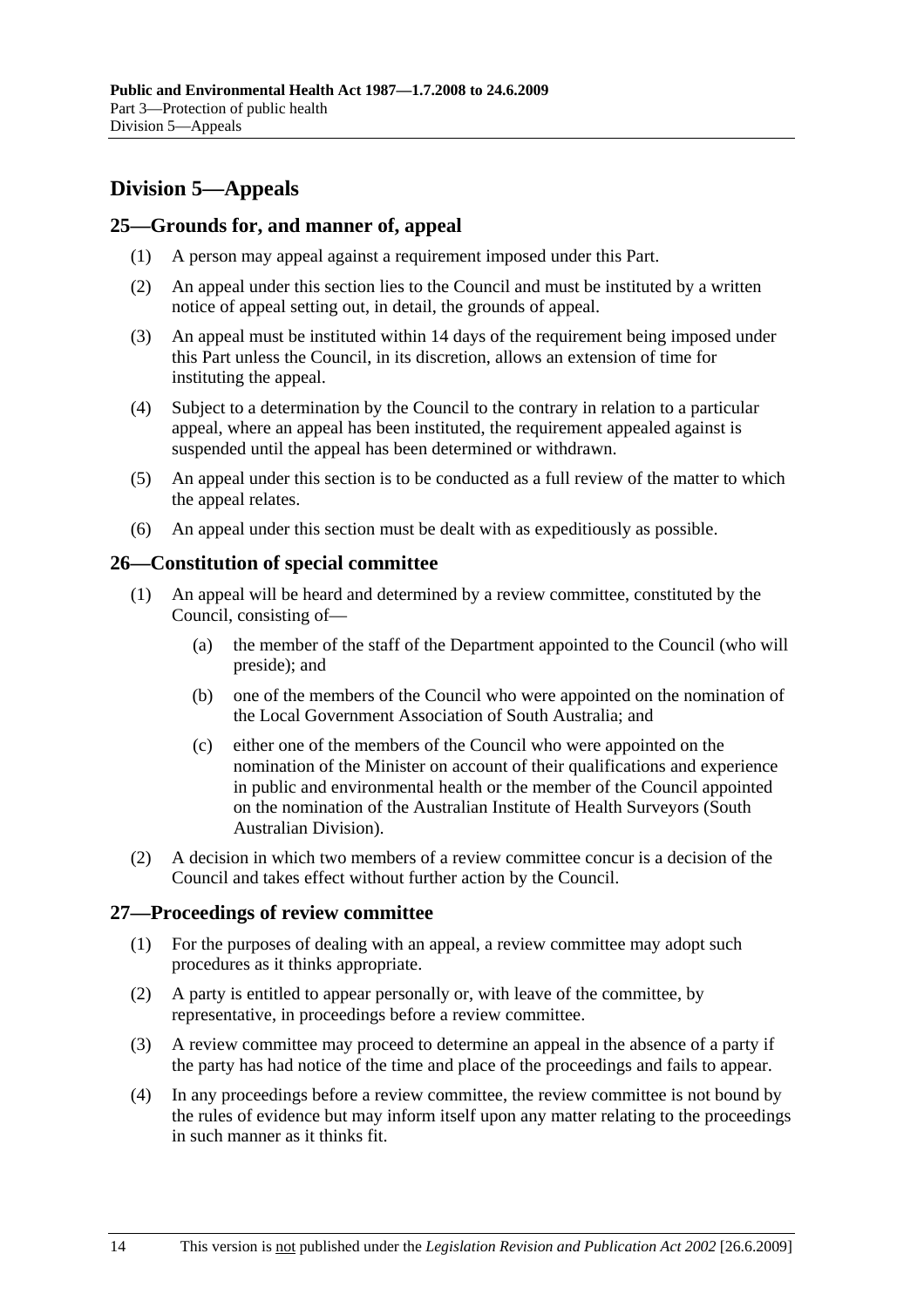## Division 5—Appeals

### 25—Grounds for, and manner of, appeal

(1) A person may appeal against a requirement imposed under this Part.

(2) An appeal under this section lies to the Council and must be instituted by a written notice of appeal setting out, in detail, the grounds of appeal.

(3) An appeal must be instituted within 14 days of the requirement being imposed under this Part unless the Council, in its discretion, allows an extension of time for instituting the appeal.

(4) Subject to a determination by the Council to the contrary in relation to a particular appeal, where an appeal has been instituted, the requirement appealed against is suspended until the appeal has been determined or withdrawn.

(5) An appeal under this section is to be conducted as a full review of the matter to which the appeal relates.

(6) An appeal under this section must be dealt with as expeditiously as possible.

### 26—Constitution of special committee

(1) An appeal will be heard and determined by a review committee, constituted by the Council, consisting of—

- (a) the member of the staff of the Department appointed to the Council (who will preside); and
- (b) one of the members of the Council who were appointed on the nomination of the Local Government Association of South Australia; and
- (c) either one of the members of the Council who were appointed on the nomination of the Minister on account of their qualifications and experience in public and environmental health or the member of the Council appointed on the nomination of the Australian Institute of Health Surveyors (South Australian Division).

(2) A decision in which two members of a review committee concur is a decision of the Council and takes effect without further action by the Council.

### 27—Proceedings of review committee

(1) For the purposes of dealing with an appeal, a review committee may adopt such procedures as it thinks appropriate.

(2) A party is entitled to appear personally or, with leave of the committee, by representative, in proceedings before a review committee.

(3) A review committee may proceed to determine an appeal in the absence of a party if the party has had notice of the time and place of the proceedings and fails to appear.

(4) In any proceedings before a review committee, the review committee is not bound by the rules of evidence but may inform itself upon any matter relating to the proceedings in such manner as it thinks fit.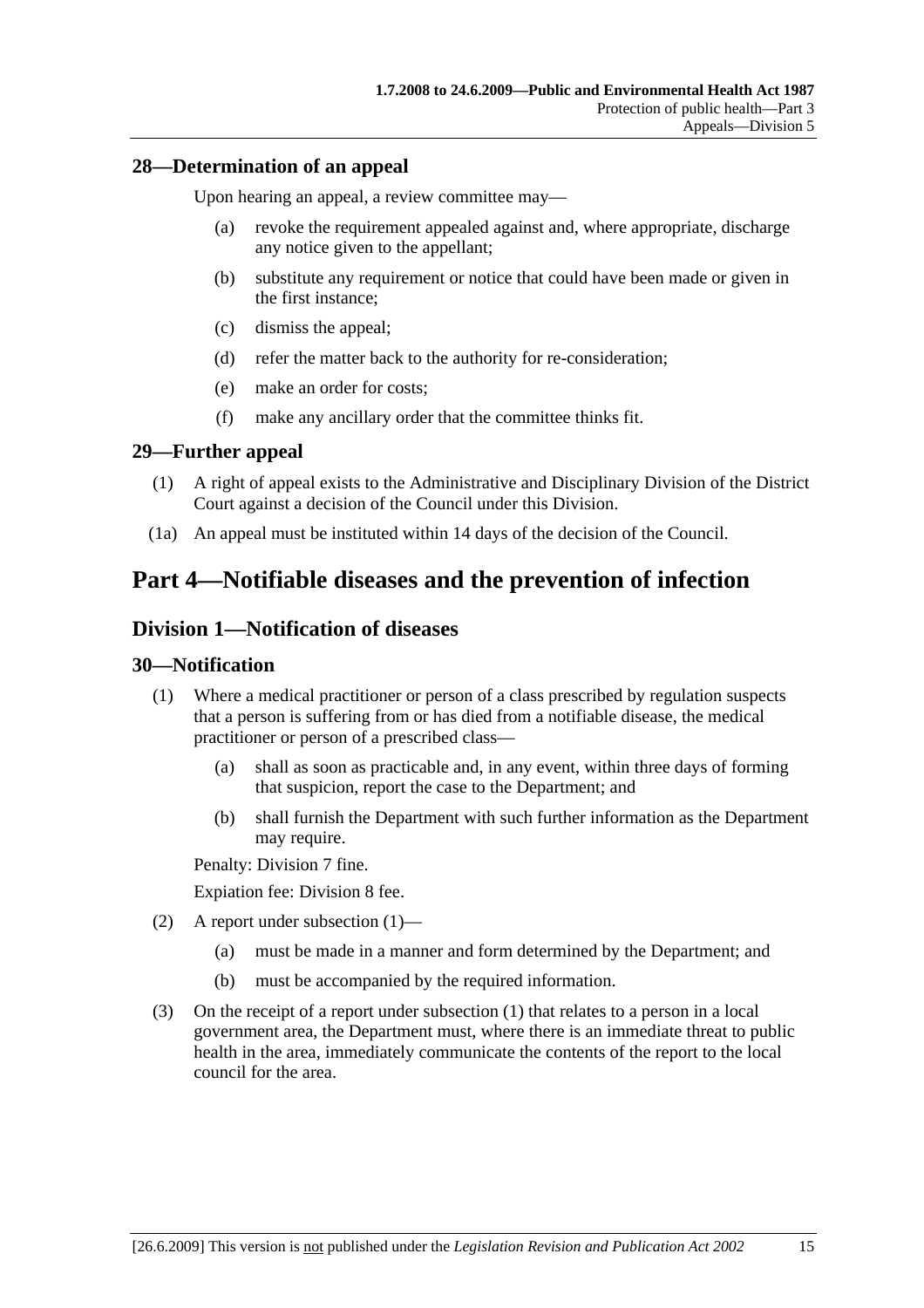## 28—Determination of an appeal

Upon hearing an appeal, a review committee may—

(a) revoke the requirement appealed against and, where appropriate, discharge any notice given to the appellant;

(b) substitute any requirement or notice that could have been made or given in the first instance;

(c) dismiss the appeal;

(d) refer the matter back to the authority for re-consideration;

(e) make an order for costs;

(f) make any ancillary order that the committee thinks fit.

## 29—Further appeal

(1) A right of appeal exists to the Administrative and Disciplinary Division of the District Court against a decision of the Council under this Division.

(1a) An appeal must be instituted within 14 days of the decision of the Council.

# Part 4—Notifiable diseases and the prevention of infection

## Division 1—Notification of diseases

## 30—Notification

(1) Where a medical practitioner or person of a class prescribed by regulation suspects that a person is suffering from or has died from a notifiable disease, the medical practitioner or person of a prescribed class—

(a) shall as soon as practicable and, in any event, within three days of forming that suspicion, report the case to the Department; and

(b) shall furnish the Department with such further information as the Department may require.

Penalty: Division 7 fine.

Expiation fee: Division 8 fee.

(2) A report under subsection (1)—

(a) must be made in a manner and form determined by the Department; and

(b) must be accompanied by the required information.

(3) On the receipt of a report under subsection (1) that relates to a person in a local government area, the Department must, where there is an immediate threat to public health in the area, immediately communicate the contents of the report to the local council for the area.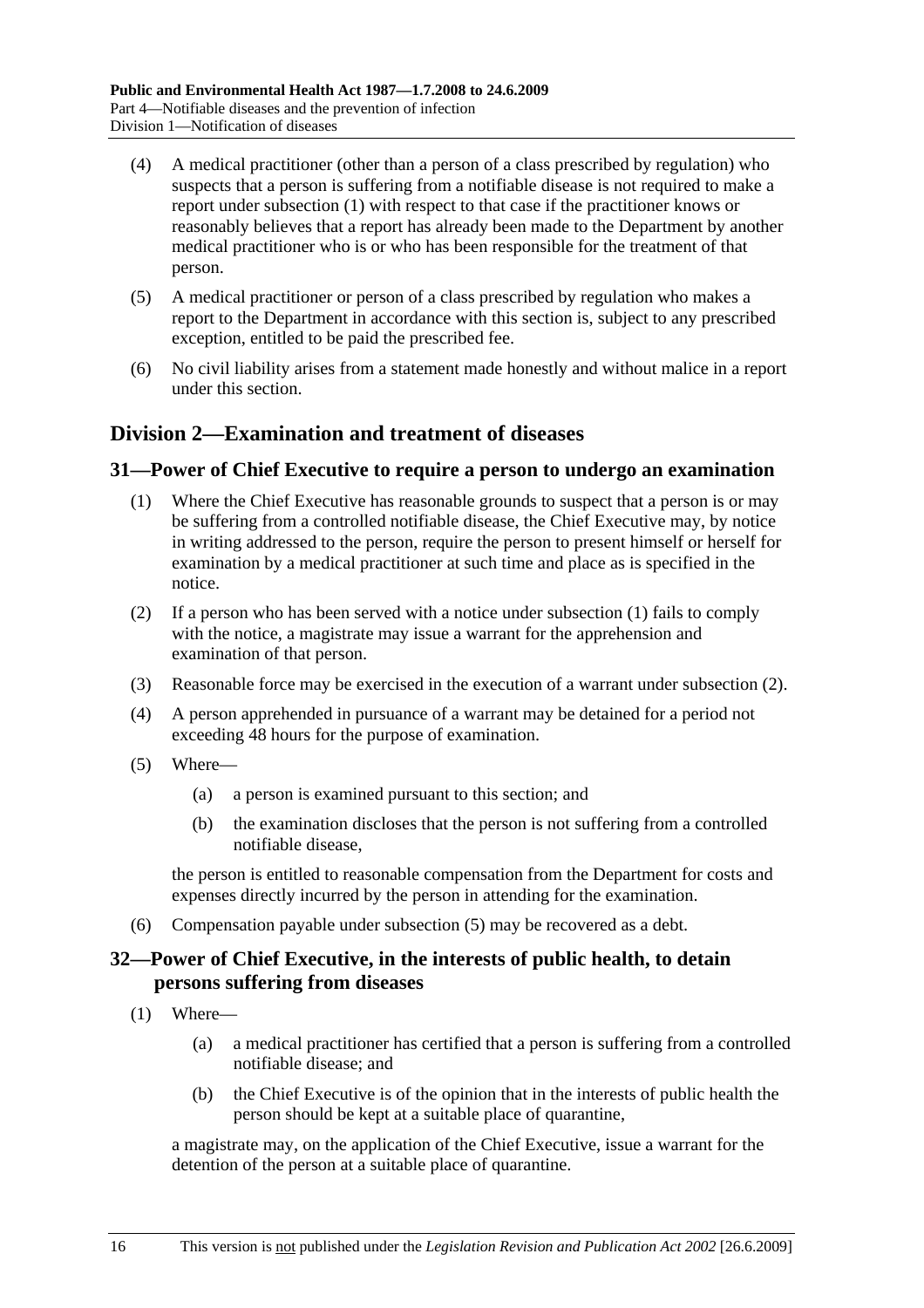(4) A medical practitioner (other than a person of a class prescribed by regulation) who suspects that a person is suffering from a notifiable disease is not required to make a report under subsection (1) with respect to that case if the practitioner knows or reasonably believes that a report has already been made to the Department by another medical practitioner who is or who has been responsible for the treatment of that person.

(5) A medical practitioner or person of a class prescribed by regulation who makes a report to the Department in accordance with this section is, subject to any prescribed exception, entitled to be paid the prescribed fee.

(6) No civil liability arises from a statement made honestly and without malice in a report under this section.

## Division 2—Examination and treatment of diseases

### 31—Power of Chief Executive to require a person to undergo an examination

(1) Where the Chief Executive has reasonable grounds to suspect that a person is or may be suffering from a controlled notifiable disease, the Chief Executive may, by notice in writing addressed to the person, require the person to present himself or herself for examination by a medical practitioner at such time and place as is specified in the notice.

(2) If a person who has been served with a notice under subsection (1) fails to comply with the notice, a magistrate may issue a warrant for the apprehension and examination of that person.

(3) Reasonable force may be exercised in the execution of a warrant under subsection (2).

(4) A person apprehended in pursuance of a warrant may be detained for a period not exceeding 48 hours for the purpose of examination.

(5) Where—

(a) a person is examined pursuant to this section; and

(b) the examination discloses that the person is not suffering from a controlled notifiable disease,

the person is entitled to reasonable compensation from the Department for costs and expenses directly incurred by the person in attending for the examination.

(6) Compensation payable under subsection (5) may be recovered as a debt.

### 32—Power of Chief Executive, in the interests of public health, to detain persons suffering from diseases

(1) Where—

(a) a medical practitioner has certified that a person is suffering from a controlled notifiable disease; and

(b) the Chief Executive is of the opinion that in the interests of public health the person should be kept at a suitable place of quarantine,

a magistrate may, on the application of the Chief Executive, issue a warrant for the detention of the person at a suitable place of quarantine.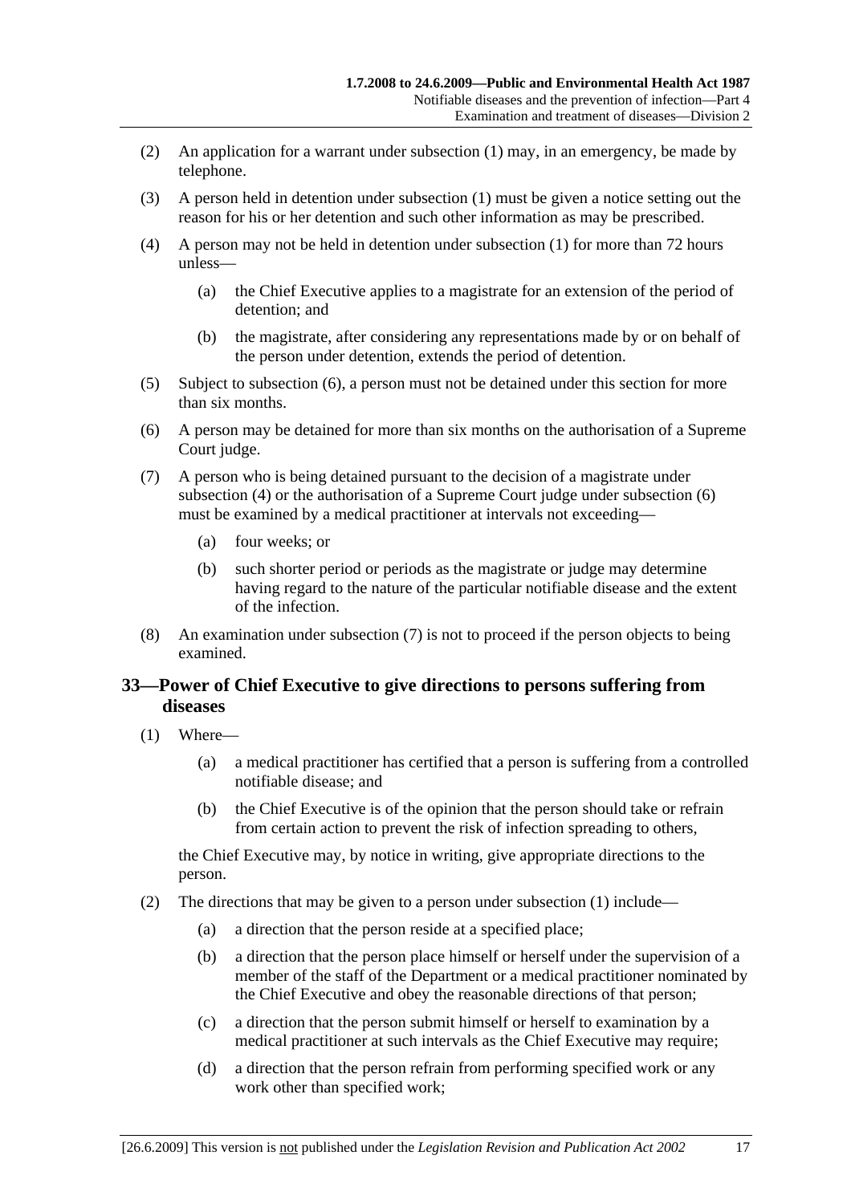(2) An application for a warrant under subsection (1) may, in an emergency, be made by telephone.

(3) A person held in detention under subsection (1) must be given a notice setting out the reason for his or her detention and such other information as may be prescribed.

(4) A person may not be held in detention under subsection (1) for more than 72 hours unless—

(a) the Chief Executive applies to a magistrate for an extension of the period of detention; and

(b) the magistrate, after considering any representations made by or on behalf of the person under detention, extends the period of detention.

(5) Subject to subsection (6), a person must not be detained under this section for more than six months.

(6) A person may be detained for more than six months on the authorisation of a Supreme Court judge.

(7) A person who is being detained pursuant to the decision of a magistrate under subsection (4) or the authorisation of a Supreme Court judge under subsection (6) must be examined by a medical practitioner at intervals not exceeding—

(a) four weeks; or

(b) such shorter period or periods as the magistrate or judge may determine having regard to the nature of the particular notifiable disease and the extent of the infection.

(8) An examination under subsection (7) is not to proceed if the person objects to being examined.

## 33—Power of Chief Executive to give directions to persons suffering from diseases

(1) Where—

(a) a medical practitioner has certified that a person is suffering from a controlled notifiable disease; and

(b) the Chief Executive is of the opinion that the person should take or refrain from certain action to prevent the risk of infection spreading to others,

the Chief Executive may, by notice in writing, give appropriate directions to the person.

(2) The directions that may be given to a person under subsection (1) include—

(a) a direction that the person reside at a specified place;

(b) a direction that the person place himself or herself under the supervision of a member of the staff of the Department or a medical practitioner nominated by the Chief Executive and obey the reasonable directions of that person;

(c) a direction that the person submit himself or herself to examination by a medical practitioner at such intervals as the Chief Executive may require;

(d) a direction that the person refrain from performing specified work or any work other than specified work;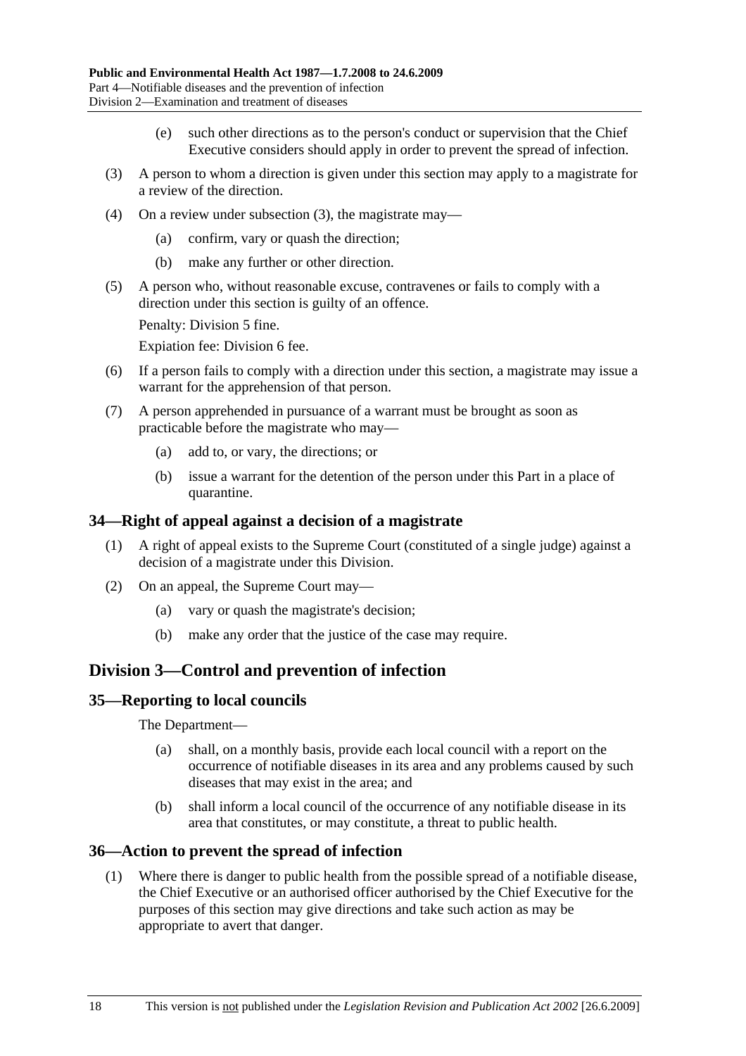(e) such other directions as to the person's conduct or supervision that the Chief Executive considers should apply in order to prevent the spread of infection.

(3) A person to whom a direction is given under this section may apply to a magistrate for a review of the direction.

(4) On a review under subsection (3), the magistrate may—

(a) confirm, vary or quash the direction;

(b) make any further or other direction.

(5) A person who, without reasonable excuse, contravenes or fails to comply with a direction under this section is guilty of an offence.

Penalty: Division 5 fine.

Expiation fee: Division 6 fee.

(6) If a person fails to comply with a direction under this section, a magistrate may issue a warrant for the apprehension of that person.

(7) A person apprehended in pursuance of a warrant must be brought as soon as practicable before the magistrate who may—

(a) add to, or vary, the directions; or

(b) issue a warrant for the detention of the person under this Part in a place of quarantine.

### 34—Right of appeal against a decision of a magistrate

(1) A right of appeal exists to the Supreme Court (constituted of a single judge) against a decision of a magistrate under this Division.

(2) On an appeal, the Supreme Court may—

(a) vary or quash the magistrate's decision;

(b) make any order that the justice of the case may require.

## Division 3—Control and prevention of infection

### 35—Reporting to local councils

The Department—

(a) shall, on a monthly basis, provide each local council with a report on the occurrence of notifiable diseases in its area and any problems caused by such diseases that may exist in the area; and

(b) shall inform a local council of the occurrence of any notifiable disease in its area that constitutes, or may constitute, a threat to public health.

### 36—Action to prevent the spread of infection

(1) Where there is danger to public health from the possible spread of a notifiable disease, the Chief Executive or an authorised officer authorised by the Chief Executive for the purposes of this section may give directions and take such action as may be appropriate to avert that danger.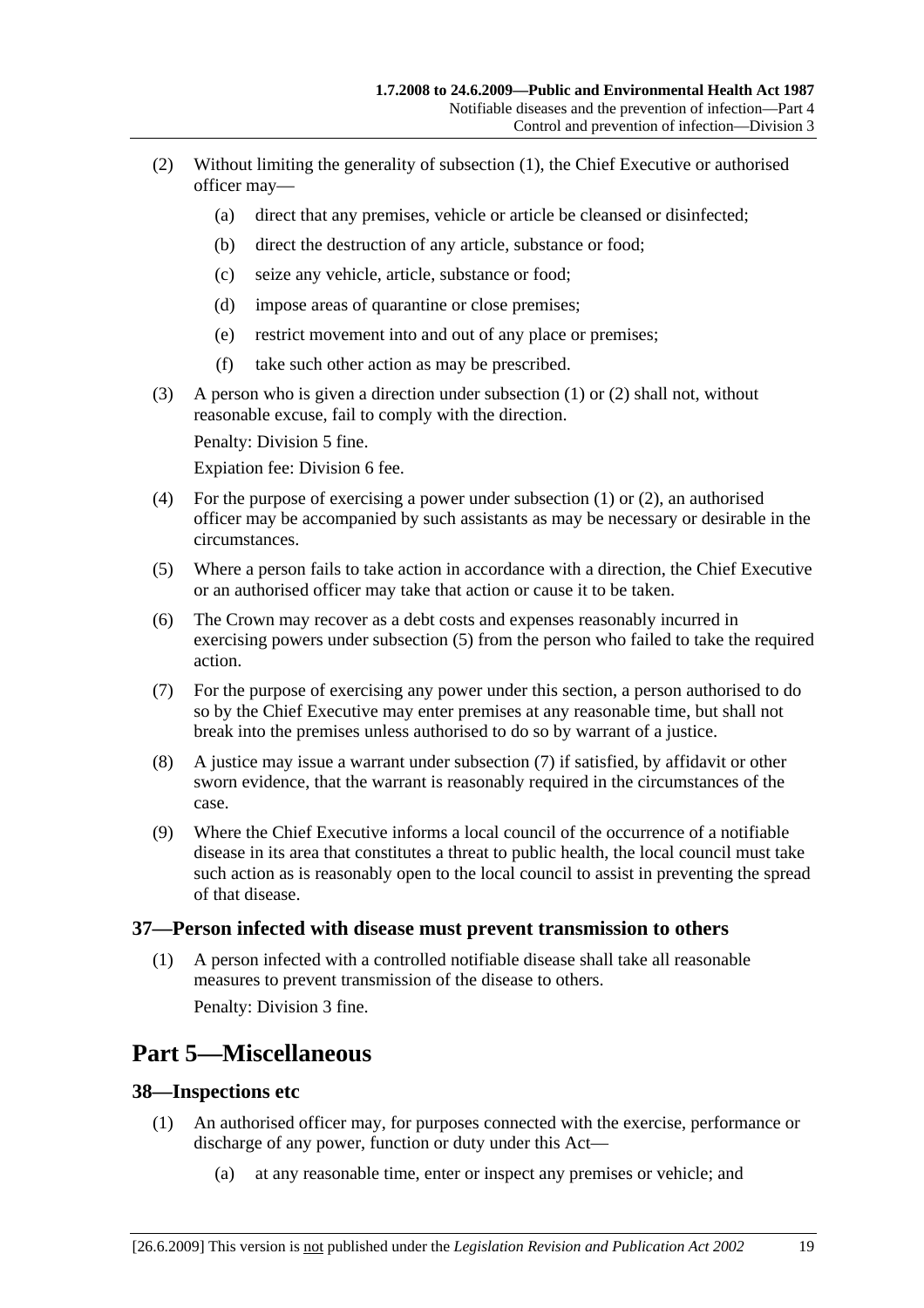(2) Without limiting the generality of subsection (1), the Chief Executive or authorised officer may—

(a) direct that any premises, vehicle or article be cleansed or disinfected;

(b) direct the destruction of any article, substance or food;

(c) seize any vehicle, article, substance or food;

(d) impose areas of quarantine or close premises;

(e) restrict movement into and out of any place or premises;

(f) take such other action as may be prescribed.

(3) A person who is given a direction under subsection (1) or (2) shall not, without reasonable excuse, fail to comply with the direction.

Penalty: Division 5 fine.

Expiation fee: Division 6 fee.

(4) For the purpose of exercising a power under subsection (1) or (2), an authorised officer may be accompanied by such assistants as may be necessary or desirable in the circumstances.

(5) Where a person fails to take action in accordance with a direction, the Chief Executive or an authorised officer may take that action or cause it to be taken.

(6) The Crown may recover as a debt costs and expenses reasonably incurred in exercising powers under subsection (5) from the person who failed to take the required action.

(7) For the purpose of exercising any power under this section, a person authorised to do so by the Chief Executive may enter premises at any reasonable time, but shall not break into the premises unless authorised to do so by warrant of a justice.

(8) A justice may issue a warrant under subsection (7) if satisfied, by affidavit or other sworn evidence, that the warrant is reasonably required in the circumstances of the case.

(9) Where the Chief Executive informs a local council of the occurrence of a notifiable disease in its area that constitutes a threat to public health, the local council must take such action as is reasonably open to the local council to assist in preventing the spread of that disease.

### 37—Person infected with disease must prevent transmission to others

(1) A person infected with a controlled notifiable disease shall take all reasonable measures to prevent transmission of the disease to others.

Penalty: Division 3 fine.

## Part 5—Miscellaneous

### 38—Inspections etc

(1) An authorised officer may, for purposes connected with the exercise, performance or discharge of any power, function or duty under this Act—

(a) at any reasonable time, enter or inspect any premises or vehicle; and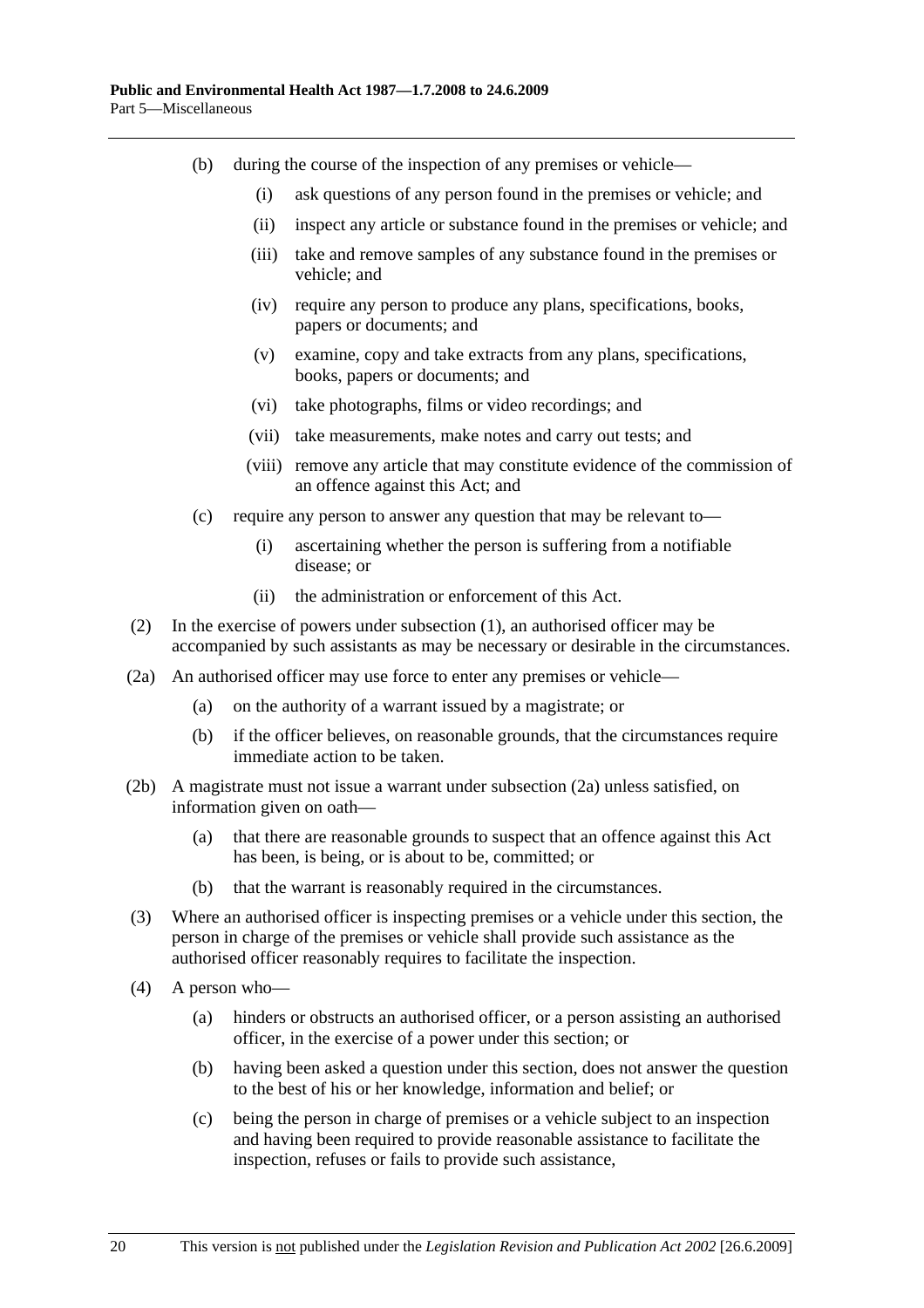(b) during the course of the inspection of any premises or vehicle—

  (i) ask questions of any person found in the premises or vehicle; and

  (ii) inspect any article or substance found in the premises or vehicle; and

  (iii) take and remove samples of any substance found in the premises or vehicle; and

  (iv) require any person to produce any plans, specifications, books, papers or documents; and

  (v) examine, copy and take extracts from any plans, specifications, books, papers or documents; and

  (vi) take photographs, films or video recordings; and

  (vii) take measurements, make notes and carry out tests; and

  (viii) remove any article that may constitute evidence of the commission of an offence against this Act; and

(c) require any person to answer any question that may be relevant to—

  (i) ascertaining whether the person is suffering from a notifiable disease; or

  (ii) the administration or enforcement of this Act.

(2) In the exercise of powers under subsection (1), an authorised officer may be accompanied by such assistants as may be necessary or desirable in the circumstances.

(2a) An authorised officer may use force to enter any premises or vehicle—

  (a) on the authority of a warrant issued by a magistrate; or

  (b) if the officer believes, on reasonable grounds, that the circumstances require immediate action to be taken.

(2b) A magistrate must not issue a warrant under subsection (2a) unless satisfied, on information given on oath—

  (a) that there are reasonable grounds to suspect that an offence against this Act has been, is being, or is about to be, committed; or

  (b) that the warrant is reasonably required in the circumstances.

(3) Where an authorised officer is inspecting premises or a vehicle under this section, the person in charge of the premises or vehicle shall provide such assistance as the authorised officer reasonably requires to facilitate the inspection.

(4) A person who—

  (a) hinders or obstructs an authorised officer, or a person assisting an authorised officer, in the exercise of a power under this section; or

  (b) having been asked a question under this section, does not answer the question to the best of his or her knowledge, information and belief; or

  (c) being the person in charge of premises or a vehicle subject to an inspection and having been required to provide reasonable assistance to facilitate the inspection, refuses or fails to provide such assistance,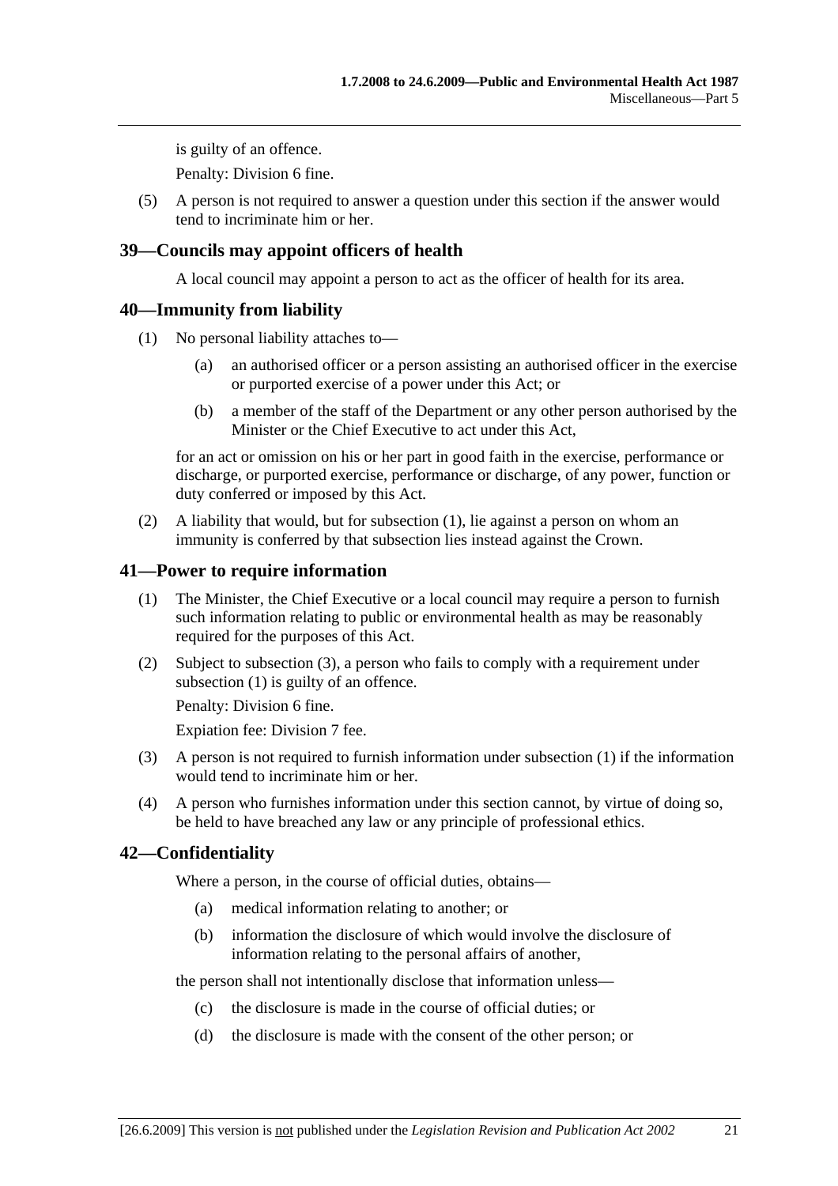is guilty of an offence.

Penalty: Division 6 fine.

(5) A person is not required to answer a question under this section if the answer would tend to incriminate him or her.

## 39—Councils may appoint officers of health

A local council may appoint a person to act as the officer of health for its area.

## 40—Immunity from liability

(1) No personal liability attaches to—

(a) an authorised officer or a person assisting an authorised officer in the exercise or purported exercise of a power under this Act; or

(b) a member of the staff of the Department or any other person authorised by the Minister or the Chief Executive to act under this Act,

for an act or omission on his or her part in good faith in the exercise, performance or discharge, or purported exercise, performance or discharge, of any power, function or duty conferred or imposed by this Act.

(2) A liability that would, but for subsection (1), lie against a person on whom an immunity is conferred by that subsection lies instead against the Crown.

## 41—Power to require information

(1) The Minister, the Chief Executive or a local council may require a person to furnish such information relating to public or environmental health as may be reasonably required for the purposes of this Act.

(2) Subject to subsection (3), a person who fails to comply with a requirement under subsection (1) is guilty of an offence.

Penalty: Division 6 fine.

Expiation fee: Division 7 fee.

(3) A person is not required to furnish information under subsection (1) if the information would tend to incriminate him or her.

(4) A person who furnishes information under this section cannot, by virtue of doing so, be held to have breached any law or any principle of professional ethics.

## 42—Confidentiality

Where a person, in the course of official duties, obtains—

(a) medical information relating to another; or

(b) information the disclosure of which would involve the disclosure of information relating to the personal affairs of another,

the person shall not intentionally disclose that information unless—

(c) the disclosure is made in the course of official duties; or

(d) the disclosure is made with the consent of the other person; or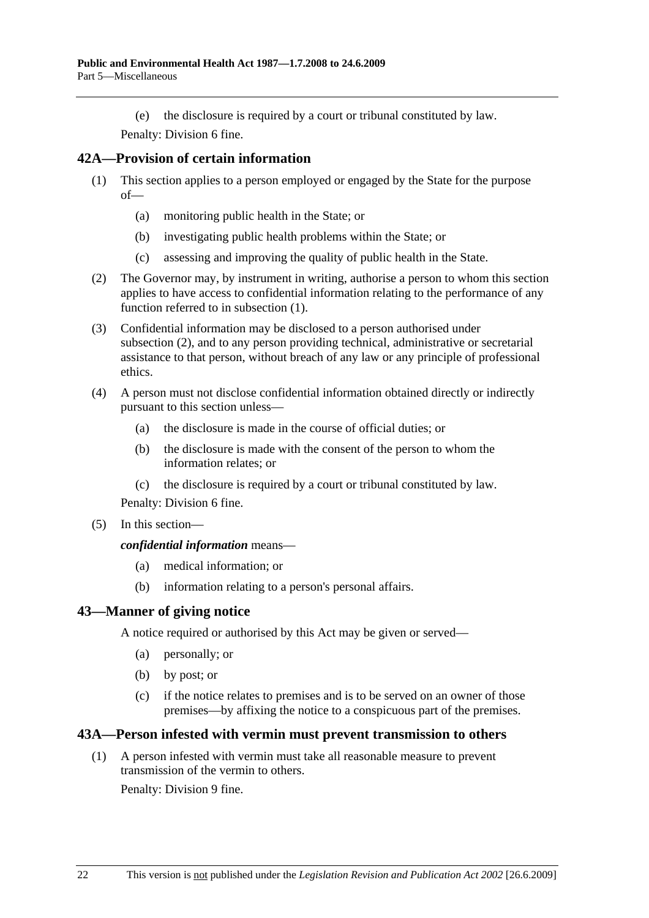(e) the disclosure is required by a court or tribunal constituted by law.

Penalty: Division 6 fine.

## 42A—Provision of certain information

(1) This section applies to a person employed or engaged by the State for the purpose of—

- (a) monitoring public health in the State; or
- (b) investigating public health problems within the State; or
- (c) assessing and improving the quality of public health in the State.

(2) The Governor may, by instrument in writing, authorise a person to whom this section applies to have access to confidential information relating to the performance of any function referred to in subsection (1).

(3) Confidential information may be disclosed to a person authorised under subsection (2), and to any person providing technical, administrative or secretarial assistance to that person, without breach of any law or any principle of professional ethics.

(4) A person must not disclose confidential information obtained directly or indirectly pursuant to this section unless—

- (a) the disclosure is made in the course of official duties; or
- (b) the disclosure is made with the consent of the person to whom the information relates; or
- (c) the disclosure is required by a court or tribunal constituted by law.

Penalty: Division 6 fine.

(5) In this section—

***confidential information*** means—

- (a) medical information; or
- (b) information relating to a person's personal affairs.

## 43—Manner of giving notice

A notice required or authorised by this Act may be given or served—

- (a) personally; or
- (b) by post; or
- (c) if the notice relates to premises and is to be served on an owner of those premises—by affixing the notice to a conspicuous part of the premises.

## 43A—Person infested with vermin must prevent transmission to others

(1) A person infested with vermin must take all reasonable measure to prevent transmission of the vermin to others.

Penalty: Division 9 fine.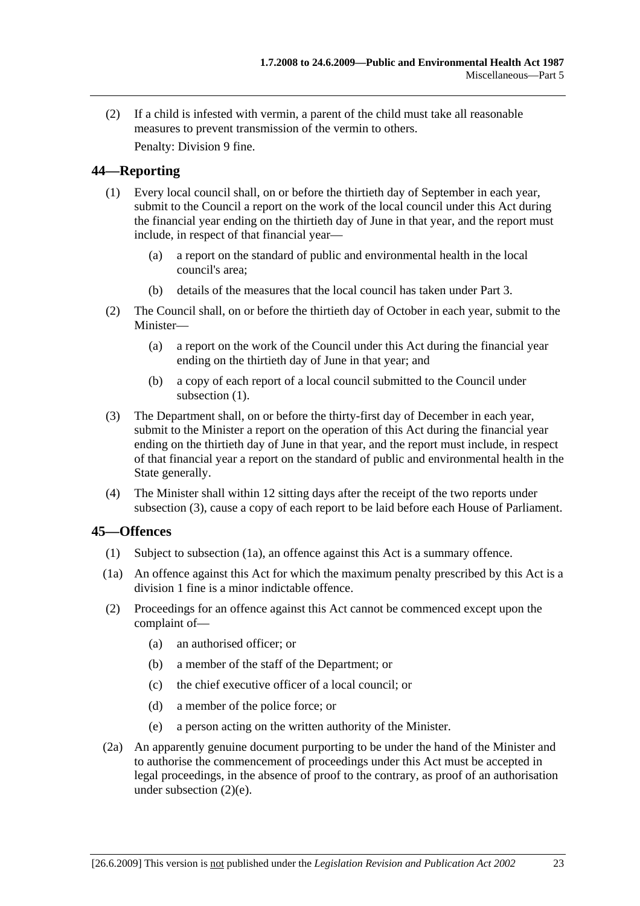(2) If a child is infested with vermin, a parent of the child must take all reasonable measures to prevent transmission of the vermin to others.

Penalty: Division 9 fine.

## 44—Reporting

(1) Every local council shall, on or before the thirtieth day of September in each year, submit to the Council a report on the work of the local council under this Act during the financial year ending on the thirtieth day of June in that year, and the report must include, in respect of that financial year—

- (a) a report on the standard of public and environmental health in the local council's area;
- (b) details of the measures that the local council has taken under Part 3.

(2) The Council shall, on or before the thirtieth day of October in each year, submit to the Minister—

- (a) a report on the work of the Council under this Act during the financial year ending on the thirtieth day of June in that year; and
- (b) a copy of each report of a local council submitted to the Council under subsection (1).

(3) The Department shall, on or before the thirty-first day of December in each year, submit to the Minister a report on the operation of this Act during the financial year ending on the thirtieth day of June in that year, and the report must include, in respect of that financial year a report on the standard of public and environmental health in the State generally.

(4) The Minister shall within 12 sitting days after the receipt of the two reports under subsection (3), cause a copy of each report to be laid before each House of Parliament.

## 45—Offences

(1) Subject to subsection (1a), an offence against this Act is a summary offence.

(1a) An offence against this Act for which the maximum penalty prescribed by this Act is a division 1 fine is a minor indictable offence.

(2) Proceedings for an offence against this Act cannot be commenced except upon the complaint of—

- (a) an authorised officer; or
- (b) a member of the staff of the Department; or
- (c) the chief executive officer of a local council; or
- (d) a member of the police force; or
- (e) a person acting on the written authority of the Minister.

(2a) An apparently genuine document purporting to be under the hand of the Minister and to authorise the commencement of proceedings under this Act must be accepted in legal proceedings, in the absence of proof to the contrary, as proof of an authorisation under subsection (2)(e).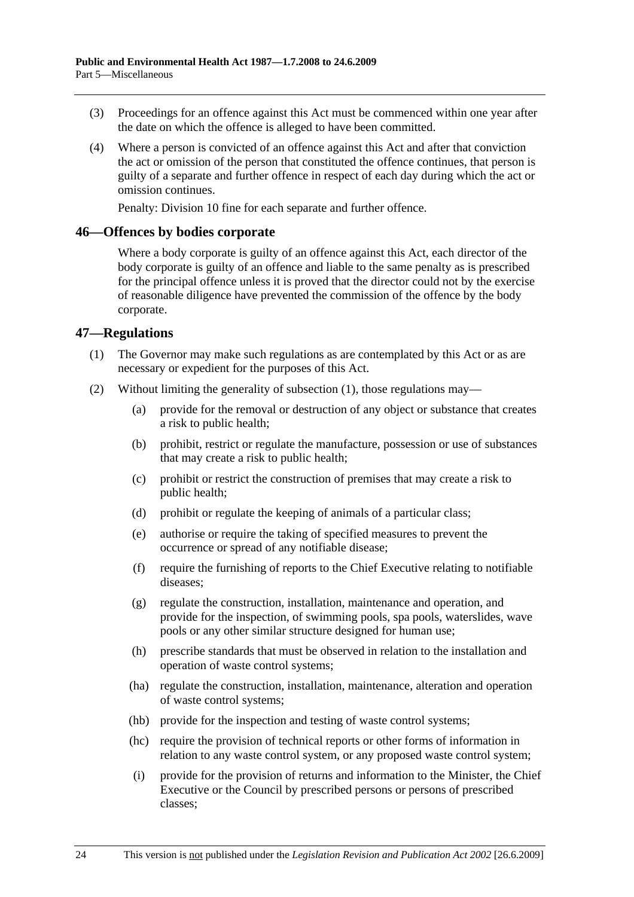(3) Proceedings for an offence against this Act must be commenced within one year after the date on which the offence is alleged to have been committed.

(4) Where a person is convicted of an offence against this Act and after that conviction the act or omission of the person that constituted the offence continues, that person is guilty of a separate and further offence in respect of each day during which the act or omission continues.

Penalty: Division 10 fine for each separate and further offence.

## 46—Offences by bodies corporate

Where a body corporate is guilty of an offence against this Act, each director of the body corporate is guilty of an offence and liable to the same penalty as is prescribed for the principal offence unless it is proved that the director could not by the exercise of reasonable diligence have prevented the commission of the offence by the body corporate.

## 47—Regulations

(1) The Governor may make such regulations as are contemplated by this Act or as are necessary or expedient for the purposes of this Act.

(2) Without limiting the generality of subsection (1), those regulations may—

(a) provide for the removal or destruction of any object or substance that creates a risk to public health;

(b) prohibit, restrict or regulate the manufacture, possession or use of substances that may create a risk to public health;

(c) prohibit or restrict the construction of premises that may create a risk to public health;

(d) prohibit or regulate the keeping of animals of a particular class;

(e) authorise or require the taking of specified measures to prevent the occurrence or spread of any notifiable disease;

(f) require the furnishing of reports to the Chief Executive relating to notifiable diseases;

(g) regulate the construction, installation, maintenance and operation, and provide for the inspection, of swimming pools, spa pools, waterslides, wave pools or any other similar structure designed for human use;

(h) prescribe standards that must be observed in relation to the installation and operation of waste control systems;

(ha) regulate the construction, installation, maintenance, alteration and operation of waste control systems;

(hb) provide for the inspection and testing of waste control systems;

(hc) require the provision of technical reports or other forms of information in relation to any waste control system, or any proposed waste control system;

(i) provide for the provision of returns and information to the Minister, the Chief Executive or the Council by prescribed persons or persons of prescribed classes;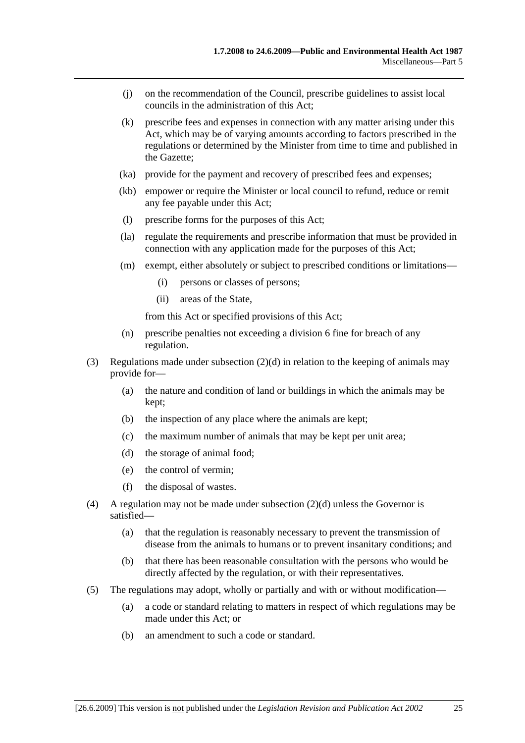(j) on the recommendation of the Council, prescribe guidelines to assist local councils in the administration of this Act;

(k) prescribe fees and expenses in connection with any matter arising under this Act, which may be of varying amounts according to factors prescribed in the regulations or determined by the Minister from time to time and published in the Gazette;

(ka) provide for the payment and recovery of prescribed fees and expenses;

(kb) empower or require the Minister or local council to refund, reduce or remit any fee payable under this Act;

(l) prescribe forms for the purposes of this Act;

(la) regulate the requirements and prescribe information that must be provided in connection with any application made for the purposes of this Act;

(m) exempt, either absolutely or subject to prescribed conditions or limitations—

(i) persons or classes of persons;

(ii) areas of the State,

from this Act or specified provisions of this Act;

(n) prescribe penalties not exceeding a division 6 fine for breach of any regulation.

(3) Regulations made under subsection (2)(d) in relation to the keeping of animals may provide for—

(a) the nature and condition of land or buildings in which the animals may be kept;

(b) the inspection of any place where the animals are kept;

(c) the maximum number of animals that may be kept per unit area;

(d) the storage of animal food;

(e) the control of vermin;

(f) the disposal of wastes.

(4) A regulation may not be made under subsection (2)(d) unless the Governor is satisfied—

(a) that the regulation is reasonably necessary to prevent the transmission of disease from the animals to humans or to prevent insanitary conditions; and

(b) that there has been reasonable consultation with the persons who would be directly affected by the regulation, or with their representatives.

(5) The regulations may adopt, wholly or partially and with or without modification—

(a) a code or standard relating to matters in respect of which regulations may be made under this Act; or

(b) an amendment to such a code or standard.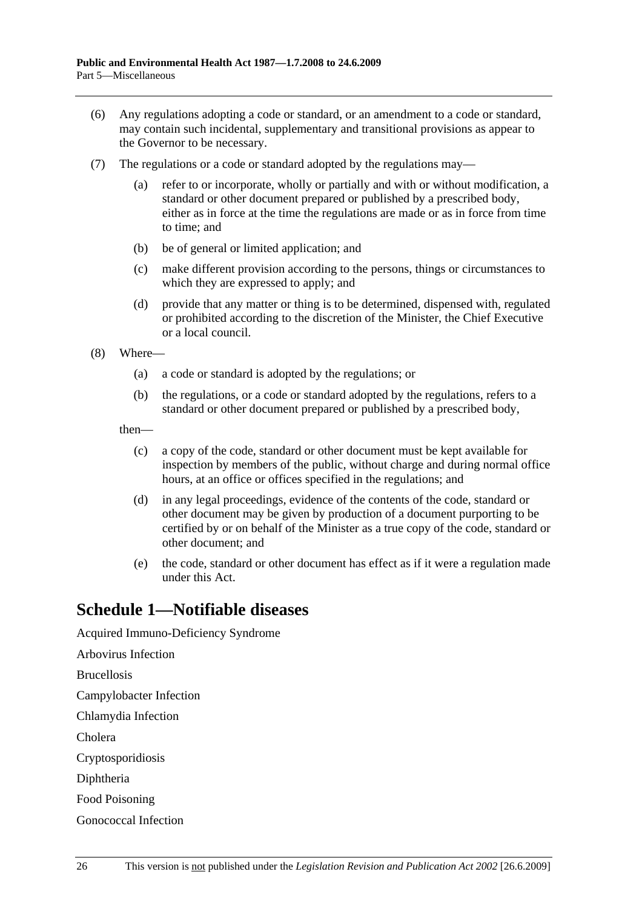(6) Any regulations adopting a code or standard, or an amendment to a code or standard, may contain such incidental, supplementary and transitional provisions as appear to the Governor to be necessary.

(7) The regulations or a code or standard adopted by the regulations may—

(a) refer to or incorporate, wholly or partially and with or without modification, a standard or other document prepared or published by a prescribed body, either as in force at the time the regulations are made or as in force from time to time; and

(b) be of general or limited application; and

(c) make different provision according to the persons, things or circumstances to which they are expressed to apply; and

(d) provide that any matter or thing is to be determined, dispensed with, regulated or prohibited according to the discretion of the Minister, the Chief Executive or a local council.

(8) Where—

(a) a code or standard is adopted by the regulations; or

(b) the regulations, or a code or standard adopted by the regulations, refers to a standard or other document prepared or published by a prescribed body,

then—

(c) a copy of the code, standard or other document must be kept available for inspection by members of the public, without charge and during normal office hours, at an office or offices specified in the regulations; and

(d) in any legal proceedings, evidence of the contents of the code, standard or other document may be given by production of a document purporting to be certified by or on behalf of the Minister as a true copy of the code, standard or other document; and

(e) the code, standard or other document has effect as if it were a regulation made under this Act.

# Schedule 1—Notifiable diseases

Acquired Immuno-Deficiency Syndrome

Arbovirus Infection

Brucellosis

Campylobacter Infection

Chlamydia Infection

Cholera

Cryptosporidiosis

Diphtheria

Food Poisoning

Gonococcal Infection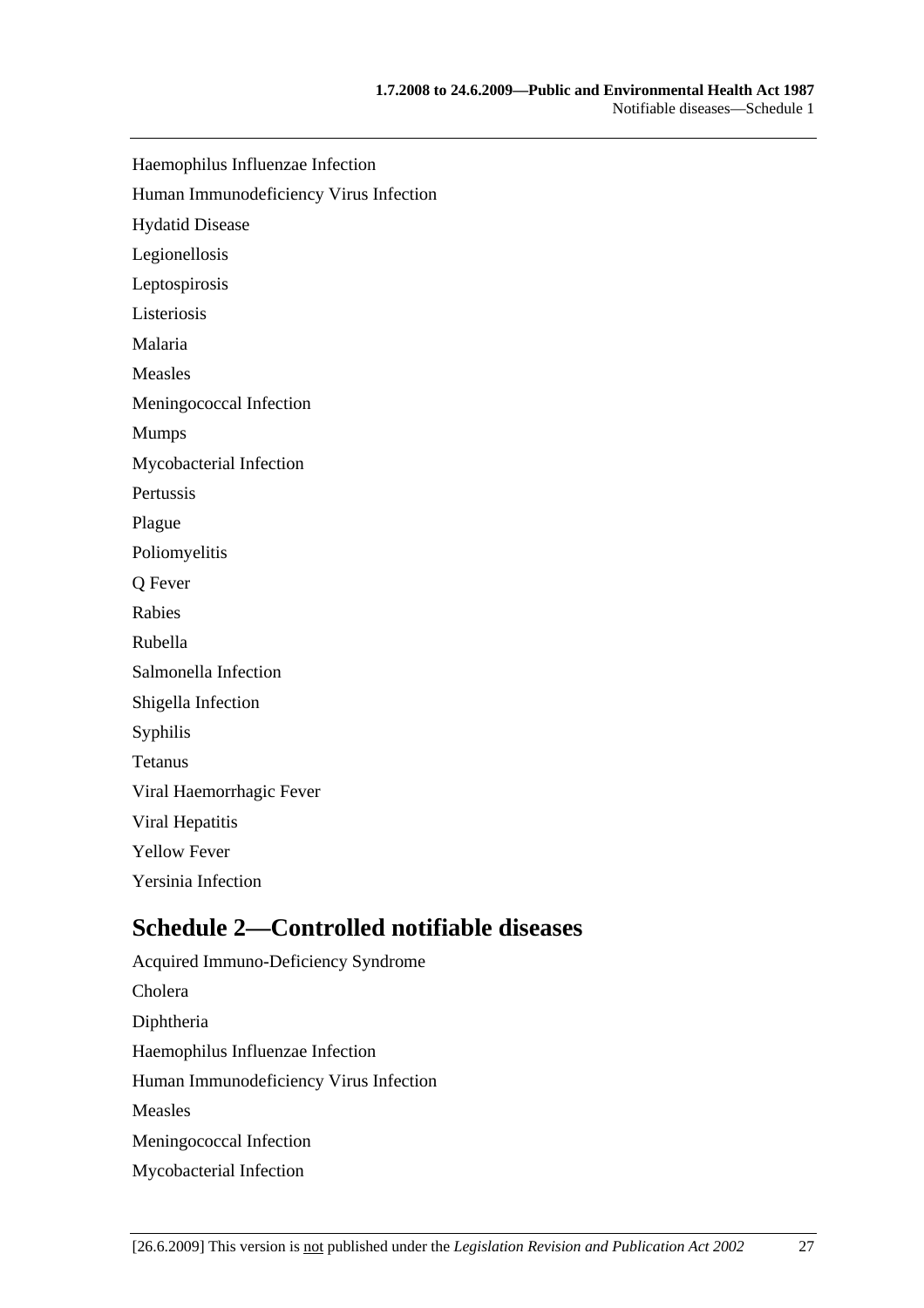Haemophilus Influenzae Infection

Human Immunodeficiency Virus Infection

Hydatid Disease

Legionellosis

Leptospirosis

Listeriosis

Malaria

Measles

Meningococcal Infection

Mumps

Mycobacterial Infection

Pertussis

Plague

Poliomyelitis

Q Fever

Rabies

Rubella

Salmonella Infection

Shigella Infection

Syphilis

Tetanus

Viral Haemorrhagic Fever

Viral Hepatitis

Yellow Fever

Yersinia Infection

## Schedule 2—Controlled notifiable diseases

Acquired Immuno-Deficiency Syndrome

Cholera

Diphtheria

Haemophilus Influenzae Infection

Human Immunodeficiency Virus Infection

Measles

Meningococcal Infection

Mycobacterial Infection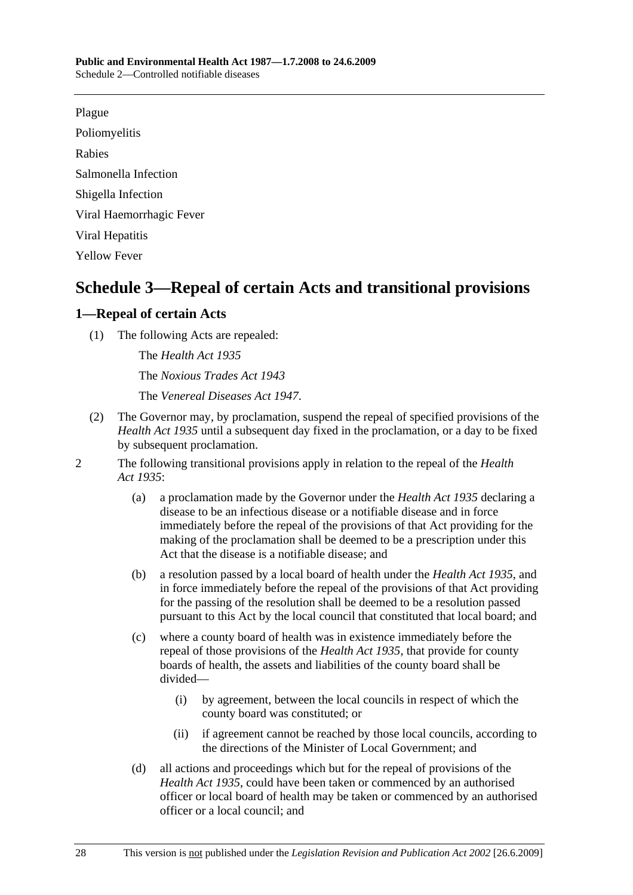Plague

Poliomyelitis

Rabies

Salmonella Infection

Shigella Infection

Viral Haemorrhagic Fever

Viral Hepatitis

Yellow Fever

# Schedule 3—Repeal of certain Acts and transitional provisions

## 1—Repeal of certain Acts

(1) The following Acts are repealed:

The *Health Act 1935*

The *Noxious Trades Act 1943*

The *Venereal Diseases Act 1947*.

(2) The Governor may, by proclamation, suspend the repeal of specified provisions of the *Health Act 1935* until a subsequent day fixed in the proclamation, or a day to be fixed by subsequent proclamation.

2 The following transitional provisions apply in relation to the repeal of the *Health Act 1935*:

(a) a proclamation made by the Governor under the *Health Act 1935* declaring a disease to be an infectious disease or a notifiable disease and in force immediately before the repeal of the provisions of that Act providing for the making of the proclamation shall be deemed to be a prescription under this Act that the disease is a notifiable disease; and

(b) a resolution passed by a local board of health under the *Health Act 1935*, and in force immediately before the repeal of the provisions of that Act providing for the passing of the resolution shall be deemed to be a resolution passed pursuant to this Act by the local council that constituted that local board; and

(c) where a county board of health was in existence immediately before the repeal of those provisions of the *Health Act 1935*, that provide for county boards of health, the assets and liabilities of the county board shall be divided—

(i) by agreement, between the local councils in respect of which the county board was constituted; or

(ii) if agreement cannot be reached by those local councils, according to the directions of the Minister of Local Government; and

(d) all actions and proceedings which but for the repeal of provisions of the *Health Act 1935*, could have been taken or commenced by an authorised officer or local board of health may be taken or commenced by an authorised officer or a local council; and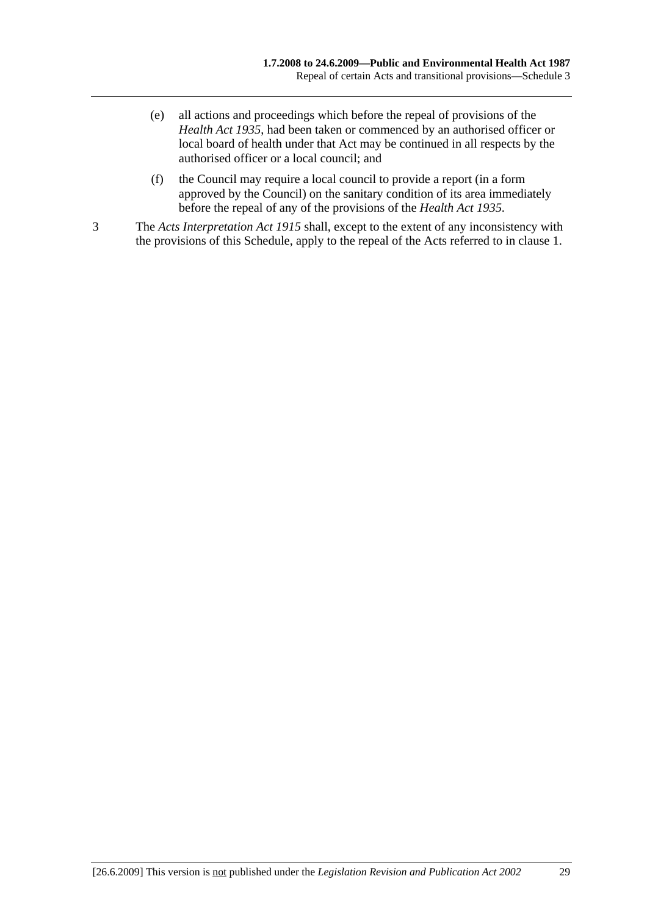(e) all actions and proceedings which before the repeal of provisions of the *Health Act 1935*, had been taken or commenced by an authorised officer or local board of health under that Act may be continued in all respects by the authorised officer or a local council; and

(f) the Council may require a local council to provide a report (in a form approved by the Council) on the sanitary condition of its area immediately before the repeal of any of the provisions of the *Health Act 1935*.

3 The *Acts Interpretation Act 1915* shall, except to the extent of any inconsistency with the provisions of this Schedule, apply to the repeal of the Acts referred to in clause 1.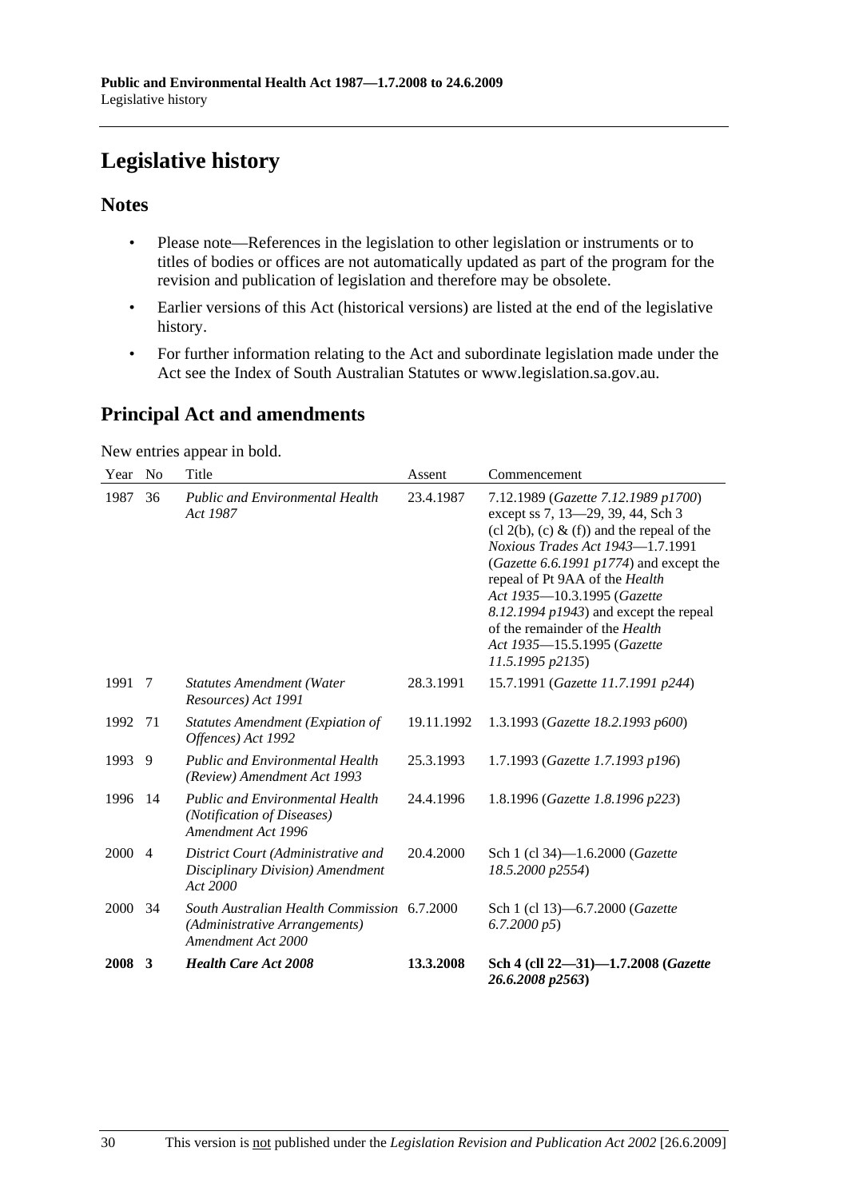# Legislative history

## Notes

- Please note—References in the legislation to other legislation or instruments or to titles of bodies or offices are not automatically updated as part of the program for the revision and publication of legislation and therefore may be obsolete.
- Earlier versions of this Act (historical versions) are listed at the end of the legislative history.
- For further information relating to the Act and subordinate legislation made under the Act see the Index of South Australian Statutes or www.legislation.sa.gov.au.

## Principal Act and amendments

New entries appear in bold.

| Year | No | Title | Assent | Commencement |
|---|---|---|---|---|
| 1987 | 36 | *Public and Environmental Health Act 1987* | 23.4.1987 | 7.12.1989 (*Gazette 7.12.1989 p1700*) except ss 7, 13—29, 39, 44, Sch 3 (cl 2(b), (c) & (f)) and the repeal of the *Noxious Trades Act 1943*—1.7.1991 (*Gazette 6.6.1991 p1774*) and except the repeal of Pt 9AA of the *Health Act 1935*—10.3.1995 (*Gazette 8.12.1994 p1943*) and except the repeal of the remainder of the *Health Act 1935*—15.5.1995 (*Gazette 11.5.1995 p2135*) |
| 1991 | 7 | *Statutes Amendment (Water Resources) Act 1991* | 28.3.1991 | 15.7.1991 (*Gazette 11.7.1991 p244*) |
| 1992 | 71 | *Statutes Amendment (Expiation of Offences) Act 1992* | 19.11.1992 | 1.3.1993 (*Gazette 18.2.1993 p600*) |
| 1993 | 9 | *Public and Environmental Health (Review) Amendment Act 1993* | 25.3.1993 | 1.7.1993 (*Gazette 1.7.1993 p196*) |
| 1996 | 14 | *Public and Environmental Health (Notification of Diseases) Amendment Act 1996* | 24.4.1996 | 1.8.1996 (*Gazette 1.8.1996 p223*) |
| 2000 | 4 | *District Court (Administrative and Disciplinary Division) Amendment Act 2000* | 20.4.2000 | Sch 1 (cl 34)—1.6.2000 (*Gazette 18.5.2000 p2554*) |
| 2000 | 34 | *South Australian Health Commission (Administrative Arrangements) Amendment Act 2000* | 6.7.2000 | Sch 1 (cl 13)—6.7.2000 (*Gazette 6.7.2000 p5*) |
| **2008** | **3** | ***Health Care Act 2008*** | **13.3.2008** | **Sch 4 (cll 22—31)—1.7.2008 (*Gazette 26.6.2008 p2563*)** |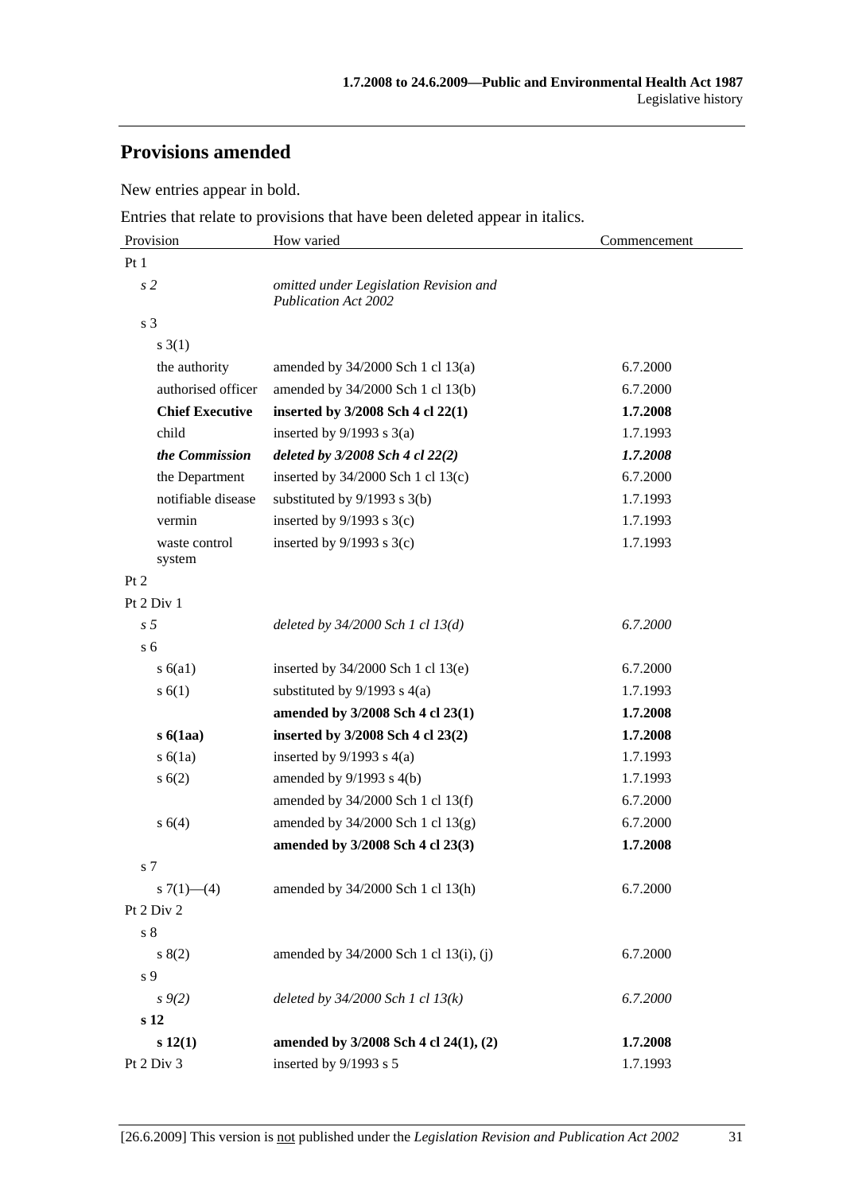## Provisions amended

New entries appear in bold.

Entries that relate to provisions that have been deleted appear in italics.

| Provision | How varied | Commencement |
|---|---|---|
| Pt 1 | | |
| *s 2* | *omitted under Legislation Revision and Publication Act 2002* | |
| s 3 | | |
| s 3(1) | | |
| the authority | amended by 34/2000 Sch 1 cl 13(a) | 6.7.2000 |
| authorised officer | amended by 34/2000 Sch 1 cl 13(b) | 6.7.2000 |
| **Chief Executive** | **inserted by 3/2008 Sch 4 cl 22(1)** | **1.7.2008** |
| child | inserted by 9/1993 s 3(a) | 1.7.1993 |
| ***the Commission*** | ***deleted by 3/2008 Sch 4 cl 22(2)*** | ***1.7.2008*** |
| the Department | inserted by 34/2000 Sch 1 cl 13(c) | 6.7.2000 |
| notifiable disease | substituted by 9/1993 s 3(b) | 1.7.1993 |
| vermin | inserted by 9/1993 s 3(c) | 1.7.1993 |
| waste control system | inserted by 9/1993 s 3(c) | 1.7.1993 |
| Pt 2 | | |
| Pt 2 Div 1 | | |
| *s 5* | *deleted by 34/2000 Sch 1 cl 13(d)* | *6.7.2000* |
| s 6 | | |
| s 6(a1) | inserted by 34/2000 Sch 1 cl 13(e) | 6.7.2000 |
| s 6(1) | substituted by 9/1993 s 4(a) | 1.7.1993 |
| | **amended by 3/2008 Sch 4 cl 23(1)** | **1.7.2008** |
| **s 6(1aa)** | **inserted by 3/2008 Sch 4 cl 23(2)** | **1.7.2008** |
| s 6(1a) | inserted by 9/1993 s 4(a) | 1.7.1993 |
| s 6(2) | amended by 9/1993 s 4(b) | 1.7.1993 |
| | amended by 34/2000 Sch 1 cl 13(f) | 6.7.2000 |
| s 6(4) | amended by 34/2000 Sch 1 cl 13(g) | 6.7.2000 |
| | **amended by 3/2008 Sch 4 cl 23(3)** | **1.7.2008** |
| s 7 | | |
| s 7(1)—(4) | amended by 34/2000 Sch 1 cl 13(h) | 6.7.2000 |
| Pt 2 Div 2 | | |
| s 8 | | |
| s 8(2) | amended by 34/2000 Sch 1 cl 13(i), (j) | 6.7.2000 |
| s 9 | | |
| *s 9(2)* | *deleted by 34/2000 Sch 1 cl 13(k)* | *6.7.2000* |
| **s 12** | | |
| **s 12(1)** | **amended by 3/2008 Sch 4 cl 24(1), (2)** | **1.7.2008** |
| Pt 2 Div 3 | inserted by 9/1993 s 5 | 1.7.1993 |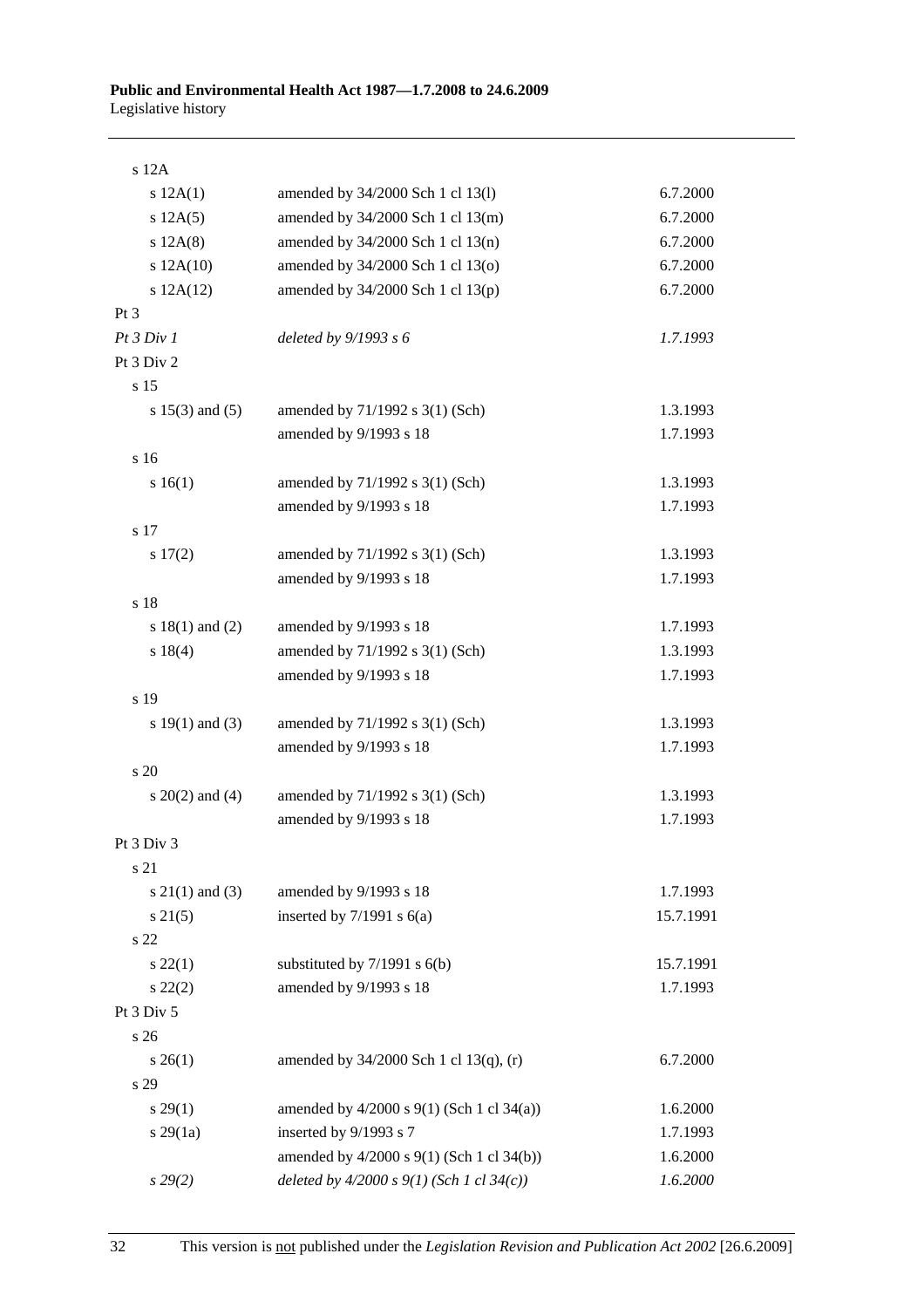| | | |
|---|---|---|
| s 12A | | |
| s 12A(1) | amended by 34/2000 Sch 1 cl 13(l) | 6.7.2000 |
| s 12A(5) | amended by 34/2000 Sch 1 cl 13(m) | 6.7.2000 |
| s 12A(8) | amended by 34/2000 Sch 1 cl 13(n) | 6.7.2000 |
| s 12A(10) | amended by 34/2000 Sch 1 cl 13(o) | 6.7.2000 |
| s 12A(12) | amended by 34/2000 Sch 1 cl 13(p) | 6.7.2000 |
| Pt 3 | | |
| *Pt 3 Div 1* | *deleted by 9/1993 s 6* | *1.7.1993* |
| Pt 3 Div 2 | | |
| s 15 | | |
| s 15(3) and (5) | amended by 71/1992 s 3(1) (Sch) | 1.3.1993 |
| | amended by 9/1993 s 18 | 1.7.1993 |
| s 16 | | |
| s 16(1) | amended by 71/1992 s 3(1) (Sch) | 1.3.1993 |
| | amended by 9/1993 s 18 | 1.7.1993 |
| s 17 | | |
| s 17(2) | amended by 71/1992 s 3(1) (Sch) | 1.3.1993 |
| | amended by 9/1993 s 18 | 1.7.1993 |
| s 18 | | |
| s 18(1) and (2) | amended by 9/1993 s 18 | 1.7.1993 |
| s 18(4) | amended by 71/1992 s 3(1) (Sch) | 1.3.1993 |
| | amended by 9/1993 s 18 | 1.7.1993 |
| s 19 | | |
| s 19(1) and (3) | amended by 71/1992 s 3(1) (Sch) | 1.3.1993 |
| | amended by 9/1993 s 18 | 1.7.1993 |
| s 20 | | |
| s 20(2) and (4) | amended by 71/1992 s 3(1) (Sch) | 1.3.1993 |
| | amended by 9/1993 s 18 | 1.7.1993 |
| Pt 3 Div 3 | | |
| s 21 | | |
| s 21(1) and (3) | amended by 9/1993 s 18 | 1.7.1993 |
| s 21(5) | inserted by 7/1991 s 6(a) | 15.7.1991 |
| s 22 | | |
| s 22(1) | substituted by 7/1991 s 6(b) | 15.7.1991 |
| s 22(2) | amended by 9/1993 s 18 | 1.7.1993 |
| Pt 3 Div 5 | | |
| s 26 | | |
| s 26(1) | amended by 34/2000 Sch 1 cl 13(q), (r) | 6.7.2000 |
| s 29 | | |
| s 29(1) | amended by 4/2000 s 9(1) (Sch 1 cl 34(a)) | 1.6.2000 |
| s 29(1a) | inserted by 9/1993 s 7 | 1.7.1993 |
| | amended by 4/2000 s 9(1) (Sch 1 cl 34(b)) | 1.6.2000 |
| *s 29(2)* | *deleted by 4/2000 s 9(1) (Sch 1 cl 34(c))* | *1.6.2000* |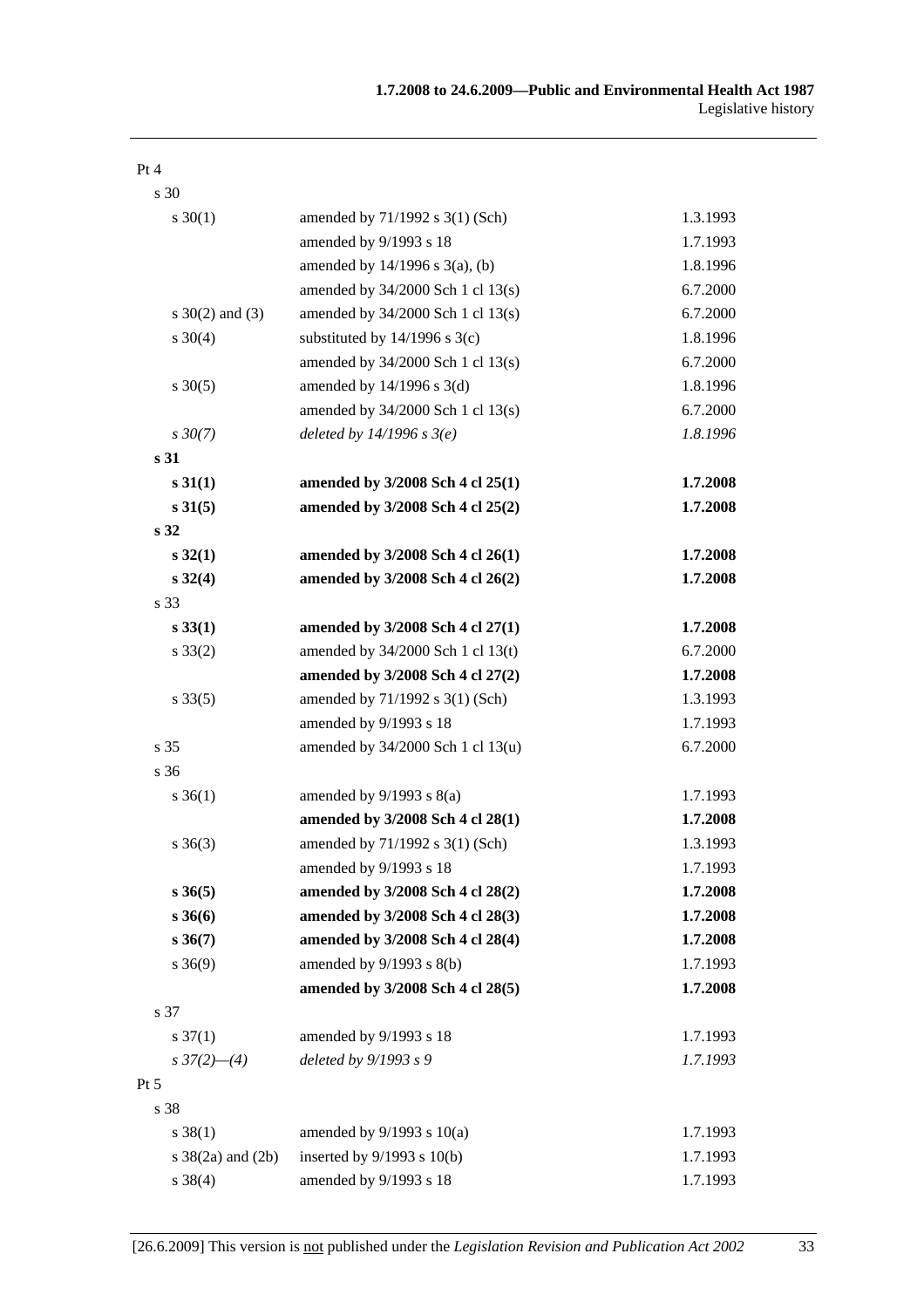| | | |
|---|---|---|
| Pt 4 | | |
| s 30 | | |
| s 30(1) | amended by 71/1992 s 3(1) (Sch) | 1.3.1993 |
| | amended by 9/1993 s 18 | 1.7.1993 |
| | amended by 14/1996 s 3(a), (b) | 1.8.1996 |
| | amended by 34/2000 Sch 1 cl 13(s) | 6.7.2000 |
| s 30(2) and (3) | amended by 34/2000 Sch 1 cl 13(s) | 6.7.2000 |
| s 30(4) | substituted by 14/1996 s 3(c) | 1.8.1996 |
| | amended by 34/2000 Sch 1 cl 13(s) | 6.7.2000 |
| s 30(5) | amended by 14/1996 s 3(d) | 1.8.1996 |
| | amended by 34/2000 Sch 1 cl 13(s) | 6.7.2000 |
| *s 30(7)* | *deleted by 14/1996 s 3(e)* | *1.8.1996* |
| **s 31** | | |
| **s 31(1)** | **amended by 3/2008 Sch 4 cl 25(1)** | **1.7.2008** |
| **s 31(5)** | **amended by 3/2008 Sch 4 cl 25(2)** | **1.7.2008** |
| **s 32** | | |
| **s 32(1)** | **amended by 3/2008 Sch 4 cl 26(1)** | **1.7.2008** |
| **s 32(4)** | **amended by 3/2008 Sch 4 cl 26(2)** | **1.7.2008** |
| s 33 | | |
| **s 33(1)** | **amended by 3/2008 Sch 4 cl 27(1)** | **1.7.2008** |
| s 33(2) | amended by 34/2000 Sch 1 cl 13(t) | 6.7.2000 |
| | **amended by 3/2008 Sch 4 cl 27(2)** | **1.7.2008** |
| s 33(5) | amended by 71/1992 s 3(1) (Sch) | 1.3.1993 |
| | amended by 9/1993 s 18 | 1.7.1993 |
| s 35 | amended by 34/2000 Sch 1 cl 13(u) | 6.7.2000 |
| s 36 | | |
| s 36(1) | amended by 9/1993 s 8(a) | 1.7.1993 |
| | **amended by 3/2008 Sch 4 cl 28(1)** | **1.7.2008** |
| s 36(3) | amended by 71/1992 s 3(1) (Sch) | 1.3.1993 |
| | amended by 9/1993 s 18 | 1.7.1993 |
| **s 36(5)** | **amended by 3/2008 Sch 4 cl 28(2)** | **1.7.2008** |
| **s 36(6)** | **amended by 3/2008 Sch 4 cl 28(3)** | **1.7.2008** |
| **s 36(7)** | **amended by 3/2008 Sch 4 cl 28(4)** | **1.7.2008** |
| s 36(9) | amended by 9/1993 s 8(b) | 1.7.1993 |
| | **amended by 3/2008 Sch 4 cl 28(5)** | **1.7.2008** |
| s 37 | | |
| s 37(1) | amended by 9/1993 s 18 | 1.7.1993 |
| *s 37(2)—(4)* | *deleted by 9/1993 s 9* | *1.7.1993* |
| Pt 5 | | |
| s 38 | | |
| s 38(1) | amended by 9/1993 s 10(a) | 1.7.1993 |
| s 38(2a) and (2b) | inserted by 9/1993 s 10(b) | 1.7.1993 |
| s 38(4) | amended by 9/1993 s 18 | 1.7.1993 |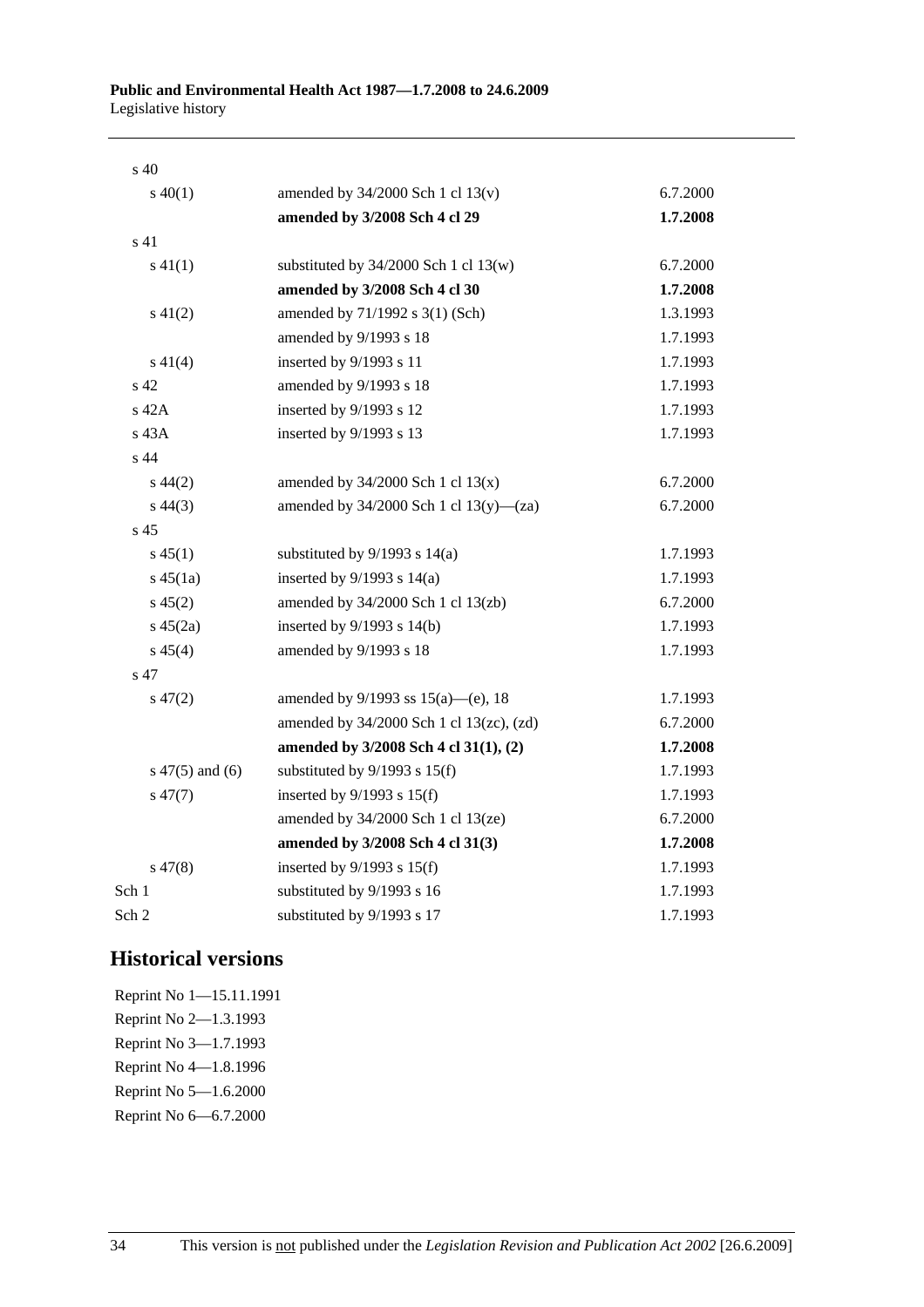| | | |
|---|---|---|
| s 40 | | |
| s 40(1) | amended by 34/2000 Sch 1 cl 13(v) | 6.7.2000 |
| | **amended by 3/2008 Sch 4 cl 29** | **1.7.2008** |
| s 41 | | |
| s 41(1) | substituted by 34/2000 Sch 1 cl 13(w) | 6.7.2000 |
| | **amended by 3/2008 Sch 4 cl 30** | **1.7.2008** |
| s 41(2) | amended by 71/1992 s 3(1) (Sch) | 1.3.1993 |
| | amended by 9/1993 s 18 | 1.7.1993 |
| s 41(4) | inserted by 9/1993 s 11 | 1.7.1993 |
| s 42 | amended by 9/1993 s 18 | 1.7.1993 |
| s 42A | inserted by 9/1993 s 12 | 1.7.1993 |
| s 43A | inserted by 9/1993 s 13 | 1.7.1993 |
| s 44 | | |
| s 44(2) | amended by 34/2000 Sch 1 cl 13(x) | 6.7.2000 |
| s 44(3) | amended by 34/2000 Sch 1 cl 13(y)—(za) | 6.7.2000 |
| s 45 | | |
| s 45(1) | substituted by 9/1993 s 14(a) | 1.7.1993 |
| s 45(1a) | inserted by 9/1993 s 14(a) | 1.7.1993 |
| s 45(2) | amended by 34/2000 Sch 1 cl 13(zb) | 6.7.2000 |
| s 45(2a) | inserted by 9/1993 s 14(b) | 1.7.1993 |
| s 45(4) | amended by 9/1993 s 18 | 1.7.1993 |
| s 47 | | |
| s 47(2) | amended by 9/1993 ss 15(a)—(e), 18 | 1.7.1993 |
| | amended by 34/2000 Sch 1 cl 13(zc), (zd) | 6.7.2000 |
| | **amended by 3/2008 Sch 4 cl 31(1), (2)** | **1.7.2008** |
| s 47(5) and (6) | substituted by 9/1993 s 15(f) | 1.7.1993 |
| s 47(7) | inserted by 9/1993 s 15(f) | 1.7.1993 |
| | amended by 34/2000 Sch 1 cl 13(ze) | 6.7.2000 |
| | **amended by 3/2008 Sch 4 cl 31(3)** | **1.7.2008** |
| s 47(8) | inserted by 9/1993 s 15(f) | 1.7.1993 |
| Sch 1 | substituted by 9/1993 s 16 | 1.7.1993 |
| Sch 2 | substituted by 9/1993 s 17 | 1.7.1993 |

## Historical versions

Reprint No 1—15.11.1991
Reprint No 2—1.3.1993
Reprint No 3—1.7.1993
Reprint No 4—1.8.1996
Reprint No 5—1.6.2000
Reprint No 6—6.7.2000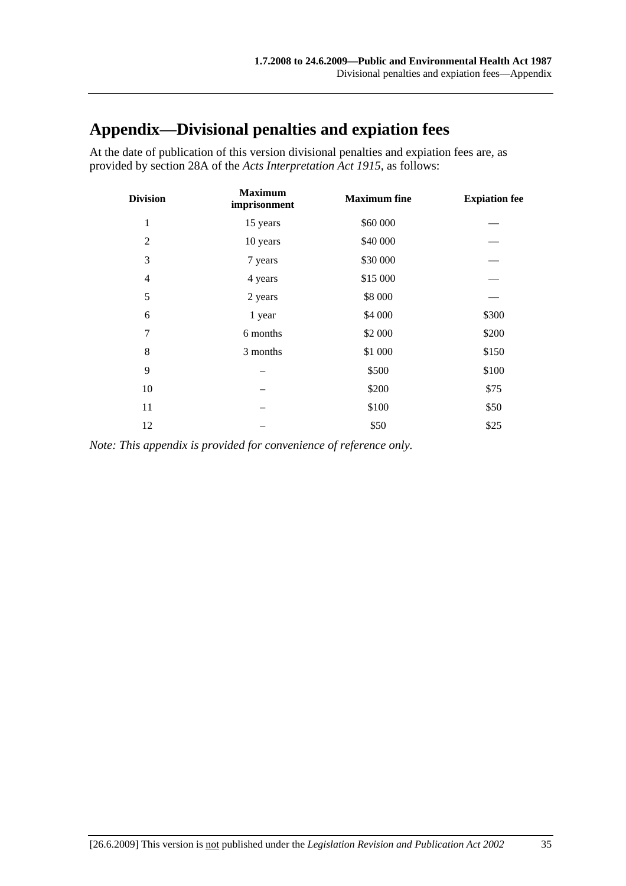# Appendix—Divisional penalties and expiation fees

At the date of publication of this version divisional penalties and expiation fees are, as provided by section 28A of the *Acts Interpretation Act 1915*, as follows:

| Division | Maximum imprisonment | Maximum fine | Expiation fee |
|---|---|---|---|
| 1 | 15 years | $60 000 | — |
| 2 | 10 years | $40 000 | — |
| 3 | 7 years | $30 000 | — |
| 4 | 4 years | $15 000 | — |
| 5 | 2 years | $8 000 | — |
| 6 | 1 year | $4 000 | $300 |
| 7 | 6 months | $2 000 | $200 |
| 8 | 3 months | $1 000 | $150 |
| 9 | – | $500 | $100 |
| 10 | – | $200 | $75 |
| 11 | – | $100 | $50 |
| 12 | – | $50 | $25 |

*Note: This appendix is provided for convenience of reference only.*